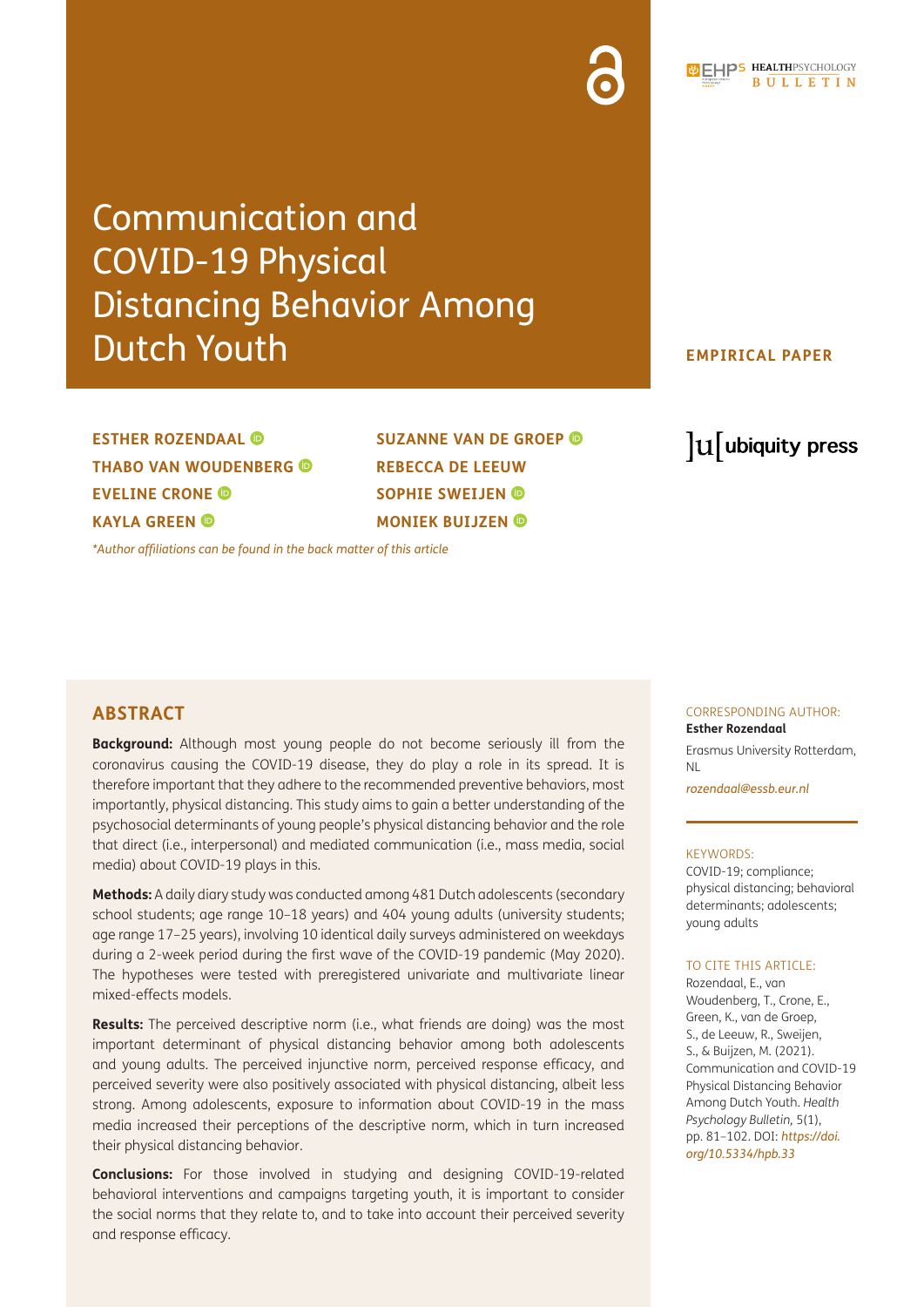# Communication and COVID-19 Physical Distancing Behavior Among Dutch Youth

**EMPIRICAL PAPER**

**ESTHER ROZENDAAL**
**THABO VAN WOUDENBERG**
**EVELINE CRONE**
**KAYLA GREEN**
**SUZANNE VAN DE GROEP**
**REBECCA DE LEEUW**
**SOPHIE SWEIJEN**
**MONIEK BUIJZEN**

*\*Author affiliations can be found in the back matter of this article*

## ABSTRACT

**Background:** Although most young people do not become seriously ill from the coronavirus causing the COVID-19 disease, they do play a role in its spread. It is therefore important that they adhere to the recommended preventive behaviors, most importantly, physical distancing. This study aims to gain a better understanding of the psychosocial determinants of young people's physical distancing behavior and the role that direct (i.e., interpersonal) and mediated communication (i.e., mass media, social media) about COVID-19 plays in this.

**Methods:** A daily diary study was conducted among 481 Dutch adolescents (secondary school students; age range 10–18 years) and 404 young adults (university students; age range 17–25 years), involving 10 identical daily surveys administered on weekdays during a 2-week period during the first wave of the COVID-19 pandemic (May 2020). The hypotheses were tested with preregistered univariate and multivariate linear mixed-effects models.

**Results:** The perceived descriptive norm (i.e., what friends are doing) was the most important determinant of physical distancing behavior among both adolescents and young adults. The perceived injunctive norm, perceived response efficacy, and perceived severity were also positively associated with physical distancing, albeit less strong. Among adolescents, exposure to information about COVID-19 in the mass media increased their perceptions of the descriptive norm, which in turn increased their physical distancing behavior.

**Conclusions:** For those involved in studying and designing COVID-19-related behavioral interventions and campaigns targeting youth, it is important to consider the social norms that they relate to, and to take into account their perceived severity and response efficacy.

CORRESPONDING AUTHOR:
**Esther Rozendaal**
Erasmus University Rotterdam, NL
*rozendaal@essb.eur.nl*

KEYWORDS:
COVID-19; compliance; physical distancing; behavioral determinants; adolescents; young adults

TO CITE THIS ARTICLE:
Rozendaal, E., van Woudenberg, T., Crone, E., Green, K., van de Groep, S., de Leeuw, R., Sweijen, S., & Buijzen, M. (2021). Communication and COVID-19 Physical Distancing Behavior Among Dutch Youth. *Health Psychology Bulletin,* 5(1), pp. 81–102. DOI: *https://doi.org/10.5334/hpb.33*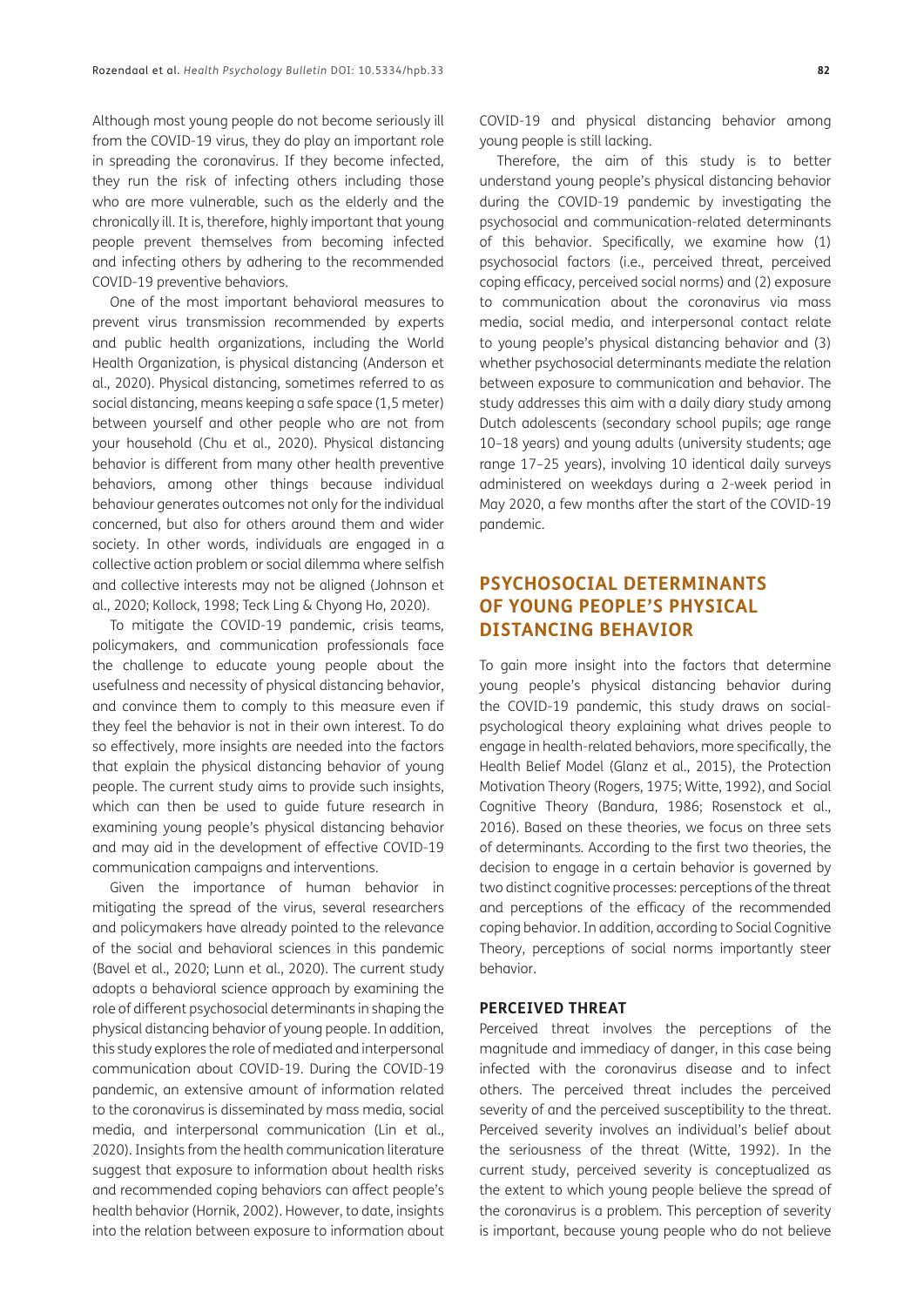Although most young people do not become seriously ill from the COVID-19 virus, they do play an important role in spreading the coronavirus. If they become infected, they run the risk of infecting others including those who are more vulnerable, such as the elderly and the chronically ill. It is, therefore, highly important that young people prevent themselves from becoming infected and infecting others by adhering to the recommended COVID-19 preventive behaviors.

One of the most important behavioral measures to prevent virus transmission recommended by experts and public health organizations, including the World Health Organization, is physical distancing (Anderson et al., 2020). Physical distancing, sometimes referred to as social distancing, means keeping a safe space (1,5 meter) between yourself and other people who are not from your household (Chu et al., 2020). Physical distancing behavior is different from many other health preventive behaviors, among other things because individual behaviour generates outcomes not only for the individual concerned, but also for others around them and wider society. In other words, individuals are engaged in a collective action problem or social dilemma where selfish and collective interests may not be aligned (Johnson et al., 2020; Kollock, 1998; Teck Ling & Chyong Ho, 2020).

To mitigate the COVID-19 pandemic, crisis teams, policymakers, and communication professionals face the challenge to educate young people about the usefulness and necessity of physical distancing behavior, and convince them to comply to this measure even if they feel the behavior is not in their own interest. To do so effectively, more insights are needed into the factors that explain the physical distancing behavior of young people. The current study aims to provide such insights, which can then be used to guide future research in examining young people's physical distancing behavior and may aid in the development of effective COVID-19 communication campaigns and interventions.

Given the importance of human behavior in mitigating the spread of the virus, several researchers and policymakers have already pointed to the relevance of the social and behavioral sciences in this pandemic (Bavel et al., 2020; Lunn et al., 2020). The current study adopts a behavioral science approach by examining the role of different psychosocial determinants in shaping the physical distancing behavior of young people. In addition, this study explores the role of mediated and interpersonal communication about COVID-19. During the COVID-19 pandemic, an extensive amount of information related to the coronavirus is disseminated by mass media, social media, and interpersonal communication (Lin et al., 2020). Insights from the health communication literature suggest that exposure to information about health risks and recommended coping behaviors can affect people's health behavior (Hornik, 2002). However, to date, insights into the relation between exposure to information about COVID-19 and physical distancing behavior among young people is still lacking.

Therefore, the aim of this study is to better understand young people's physical distancing behavior during the COVID-19 pandemic by investigating the psychosocial and communication-related determinants of this behavior. Specifically, we examine how (1) psychosocial factors (i.e., perceived threat, perceived coping efficacy, perceived social norms) and (2) exposure to communication about the coronavirus via mass media, social media, and interpersonal contact relate to young people's physical distancing behavior and (3) whether psychosocial determinants mediate the relation between exposure to communication and behavior. The study addresses this aim with a daily diary study among Dutch adolescents (secondary school pupils; age range 10–18 years) and young adults (university students; age range 17–25 years), involving 10 identical daily surveys administered on weekdays during a 2-week period in May 2020, a few months after the start of the COVID-19 pandemic.

## PSYCHOSOCIAL DETERMINANTS OF YOUNG PEOPLE'S PHYSICAL DISTANCING BEHAVIOR

To gain more insight into the factors that determine young people's physical distancing behavior during the COVID-19 pandemic, this study draws on social-psychological theory explaining what drives people to engage in health-related behaviors, more specifically, the Health Belief Model (Glanz et al., 2015), the Protection Motivation Theory (Rogers, 1975; Witte, 1992), and Social Cognitive Theory (Bandura, 1986; Rosenstock et al., 2016). Based on these theories, we focus on three sets of determinants. According to the first two theories, the decision to engage in a certain behavior is governed by two distinct cognitive processes: perceptions of the threat and perceptions of the efficacy of the recommended coping behavior. In addition, according to Social Cognitive Theory, perceptions of social norms importantly steer behavior.

### PERCEIVED THREAT

Perceived threat involves the perceptions of the magnitude and immediacy of danger, in this case being infected with the coronavirus disease and to infect others. The perceived threat includes the perceived severity of and the perceived susceptibility to the threat. Perceived severity involves an individual's belief about the seriousness of the threat (Witte, 1992). In the current study, perceived severity is conceptualized as the extent to which young people believe the spread of the coronavirus is a problem. This perception of severity is important, because young people who do not believe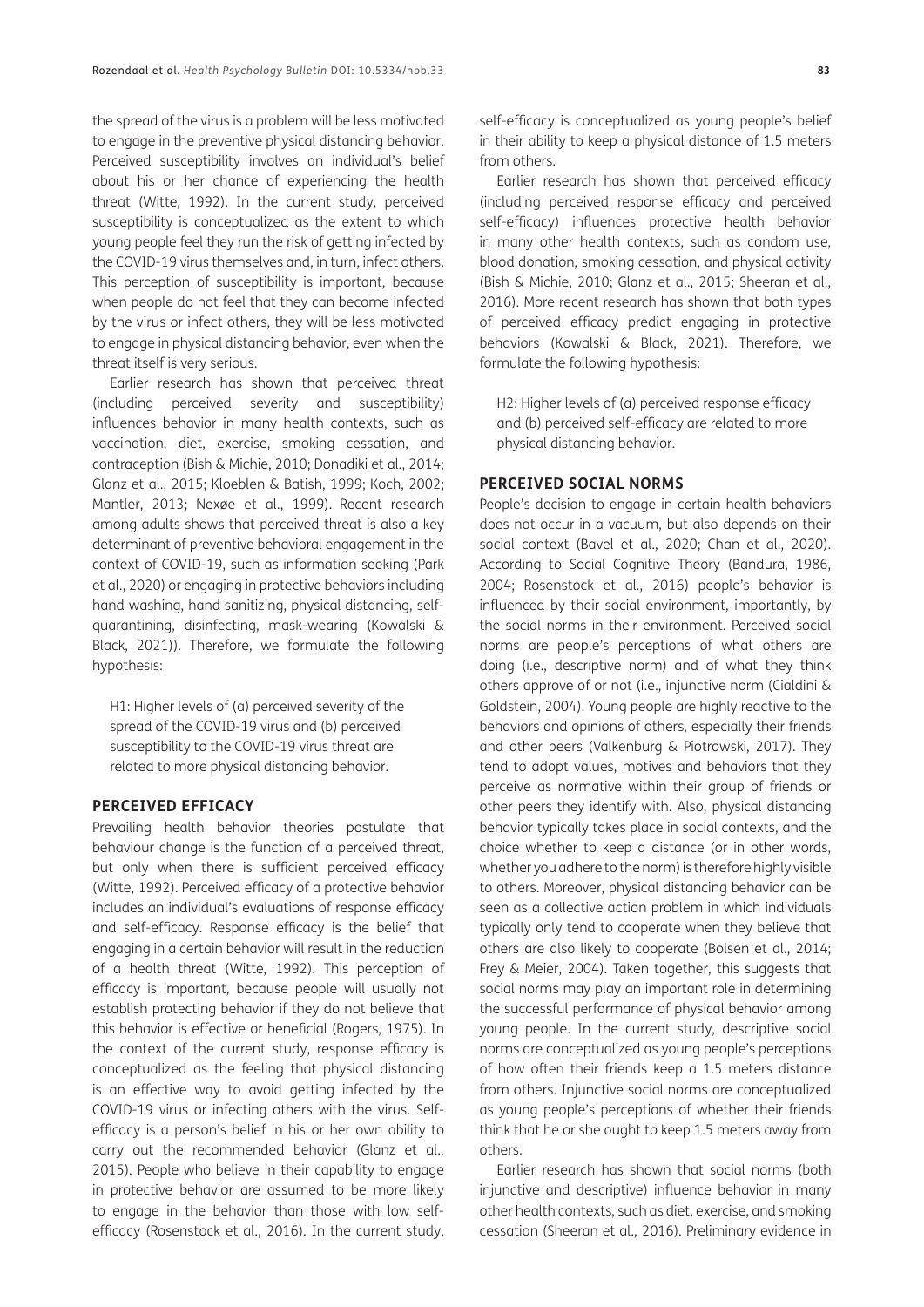the spread of the virus is a problem will be less motivated to engage in the preventive physical distancing behavior. Perceived susceptibility involves an individual's belief about his or her chance of experiencing the health threat (Witte, 1992). In the current study, perceived susceptibility is conceptualized as the extent to which young people feel they run the risk of getting infected by the COVID-19 virus themselves and, in turn, infect others. This perception of susceptibility is important, because when people do not feel that they can become infected by the virus or infect others, they will be less motivated to engage in physical distancing behavior, even when the threat itself is very serious.

Earlier research has shown that perceived threat (including perceived severity and susceptibility) influences behavior in many health contexts, such as vaccination, diet, exercise, smoking cessation, and contraception (Bish & Michie, 2010; Donadiki et al., 2014; Glanz et al., 2015; Kloeblen & Batish, 1999; Koch, 2002; Mantler, 2013; Nexøe et al., 1999). Recent research among adults shows that perceived threat is also a key determinant of preventive behavioral engagement in the context of COVID-19, such as information seeking (Park et al., 2020) or engaging in protective behaviors including hand washing, hand sanitizing, physical distancing, self-quarantining, disinfecting, mask-wearing (Kowalski & Black, 2021)). Therefore, we formulate the following hypothesis:

> H1: Higher levels of (a) perceived severity of the spread of the COVID-19 virus and (b) perceived susceptibility to the COVID-19 virus threat are related to more physical distancing behavior.

## PERCEIVED EFFICACY

Prevailing health behavior theories postulate that behaviour change is the function of a perceived threat, but only when there is sufficient perceived efficacy (Witte, 1992). Perceived efficacy of a protective behavior includes an individual's evaluations of response efficacy and self-efficacy. Response efficacy is the belief that engaging in a certain behavior will result in the reduction of a health threat (Witte, 1992). This perception of efficacy is important, because people will usually not establish protecting behavior if they do not believe that this behavior is effective or beneficial (Rogers, 1975). In the context of the current study, response efficacy is conceptualized as the feeling that physical distancing is an effective way to avoid getting infected by the COVID-19 virus or infecting others with the virus. Self-efficacy is a person's belief in his or her own ability to carry out the recommended behavior (Glanz et al., 2015). People who believe in their capability to engage in protective behavior are assumed to be more likely to engage in the behavior than those with low self-efficacy (Rosenstock et al., 2016). In the current study, self-efficacy is conceptualized as young people's belief in their ability to keep a physical distance of 1.5 meters from others.

Earlier research has shown that perceived efficacy (including perceived response efficacy and perceived self-efficacy) influences protective health behavior in many other health contexts, such as condom use, blood donation, smoking cessation, and physical activity (Bish & Michie, 2010; Glanz et al., 2015; Sheeran et al., 2016). More recent research has shown that both types of perceived efficacy predict engaging in protective behaviors (Kowalski & Black, 2021). Therefore, we formulate the following hypothesis:

> H2: Higher levels of (a) perceived response efficacy and (b) perceived self-efficacy are related to more physical distancing behavior.

## PERCEIVED SOCIAL NORMS

People's decision to engage in certain health behaviors does not occur in a vacuum, but also depends on their social context (Bavel et al., 2020; Chan et al., 2020). According to Social Cognitive Theory (Bandura, 1986, 2004; Rosenstock et al., 2016) people's behavior is influenced by their social environment, importantly, by the social norms in their environment. Perceived social norms are people's perceptions of what others are doing (i.e., descriptive norm) and of what they think others approve of or not (i.e., injunctive norm (Cialdini & Goldstein, 2004). Young people are highly reactive to the behaviors and opinions of others, especially their friends and other peers (Valkenburg & Piotrowski, 2017). They tend to adopt values, motives and behaviors that they perceive as normative within their group of friends or other peers they identify with. Also, physical distancing behavior typically takes place in social contexts, and the choice whether to keep a distance (or in other words, whether you adhere to the norm) is therefore highly visible to others. Moreover, physical distancing behavior can be seen as a collective action problem in which individuals typically only tend to cooperate when they believe that others are also likely to cooperate (Bolsen et al., 2014; Frey & Meier, 2004). Taken together, this suggests that social norms may play an important role in determining the successful performance of physical behavior among young people. In the current study, descriptive social norms are conceptualized as young people's perceptions of how often their friends keep a 1.5 meters distance from others. Injunctive social norms are conceptualized as young people's perceptions of whether their friends think that he or she ought to keep 1.5 meters away from others.

Earlier research has shown that social norms (both injunctive and descriptive) influence behavior in many other health contexts, such as diet, exercise, and smoking cessation (Sheeran et al., 2016). Preliminary evidence in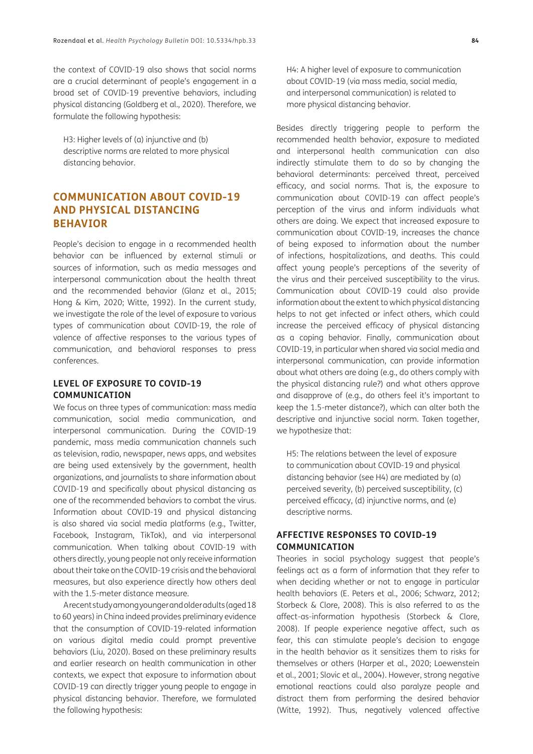the context of COVID-19 also shows that social norms are a crucial determinant of people's engagement in a broad set of COVID-19 preventive behaviors, including physical distancing (Goldberg et al., 2020). Therefore, we formulate the following hypothesis:

> H3: Higher levels of (a) injunctive and (b) descriptive norms are related to more physical distancing behavior.

## COMMUNICATION ABOUT COVID-19 AND PHYSICAL DISTANCING BEHAVIOR

People's decision to engage in a recommended health behavior can be influenced by external stimuli or sources of information, such as media messages and interpersonal communication about the health threat and the recommended behavior (Glanz et al., 2015; Hong & Kim, 2020; Witte, 1992). In the current study, we investigate the role of the level of exposure to various types of communication about COVID-19, the role of valence of affective responses to the various types of communication, and behavioral responses to press conferences.

### LEVEL OF EXPOSURE TO COVID-19 COMMUNICATION

We focus on three types of communication: mass media communication, social media communication, and interpersonal communication. During the COVID-19 pandemic, mass media communication channels such as television, radio, newspaper, news apps, and websites are being used extensively by the government, health organizations, and journalists to share information about COVID-19 and specifically about physical distancing as one of the recommended behaviors to combat the virus. Information about COVID-19 and physical distancing is also shared via social media platforms (e.g., Twitter, Facebook, Instagram, TikTok), and via interpersonal communication. When talking about COVID-19 with others directly, young people not only receive information about their take on the COVID-19 crisis and the behavioral measures, but also experience directly how others deal with the 1.5-meter distance measure.

A recent study among younger and older adults (aged 18 to 60 years) in China indeed provides preliminary evidence that the consumption of COVID-19-related information on various digital media could prompt preventive behaviors (Liu, 2020). Based on these preliminary results and earlier research on health communication in other contexts, we expect that exposure to information about COVID-19 can directly trigger young people to engage in physical distancing behavior. Therefore, we formulated the following hypothesis:

> H4: A higher level of exposure to communication about COVID-19 (via mass media, social media, and interpersonal communication) is related to more physical distancing behavior.

Besides directly triggering people to perform the recommended health behavior, exposure to mediated and interpersonal health communication can also indirectly stimulate them to do so by changing the behavioral determinants: perceived threat, perceived efficacy, and social norms. That is, the exposure to communication about COVID-19 can affect people's perception of the virus and inform individuals what others are doing. We expect that increased exposure to communication about COVID-19, increases the chance of being exposed to information about the number of infections, hospitalizations, and deaths. This could affect young people's perceptions of the severity of the virus and their perceived susceptibility to the virus. Communication about COVID-19 could also provide information about the extent to which physical distancing helps to not get infected or infect others, which could increase the perceived efficacy of physical distancing as a coping behavior. Finally, communication about COVID-19, in particular when shared via social media and interpersonal communication, can provide information about what others are doing (e.g., do others comply with the physical distancing rule?) and what others approve and disapprove of (e.g., do others feel it's important to keep the 1.5-meter distance?), which can alter both the descriptive and injunctive social norm. Taken together, we hypothesize that:

> H5: The relations between the level of exposure to communication about COVID-19 and physical distancing behavior (see H4) are mediated by (a) perceived severity, (b) perceived susceptibility, (c) perceived efficacy, (d) injunctive norms, and (e) descriptive norms.

### AFFECTIVE RESPONSES TO COVID-19 COMMUNICATION

Theories in social psychology suggest that people's feelings act as a form of information that they refer to when deciding whether or not to engage in particular health behaviors (E. Peters et al., 2006; Schwarz, 2012; Storbeck & Clore, 2008). This is also referred to as the affect-as-information hypothesis (Storbeck & Clore, 2008). If people experience negative affect, such as fear, this can stimulate people's decision to engage in the health behavior as it sensitizes them to risks for themselves or others (Harper et al., 2020; Loewenstein et al., 2001; Slovic et al., 2004). However, strong negative emotional reactions could also paralyze people and distract them from performing the desired behavior (Witte, 1992). Thus, negatively valenced affective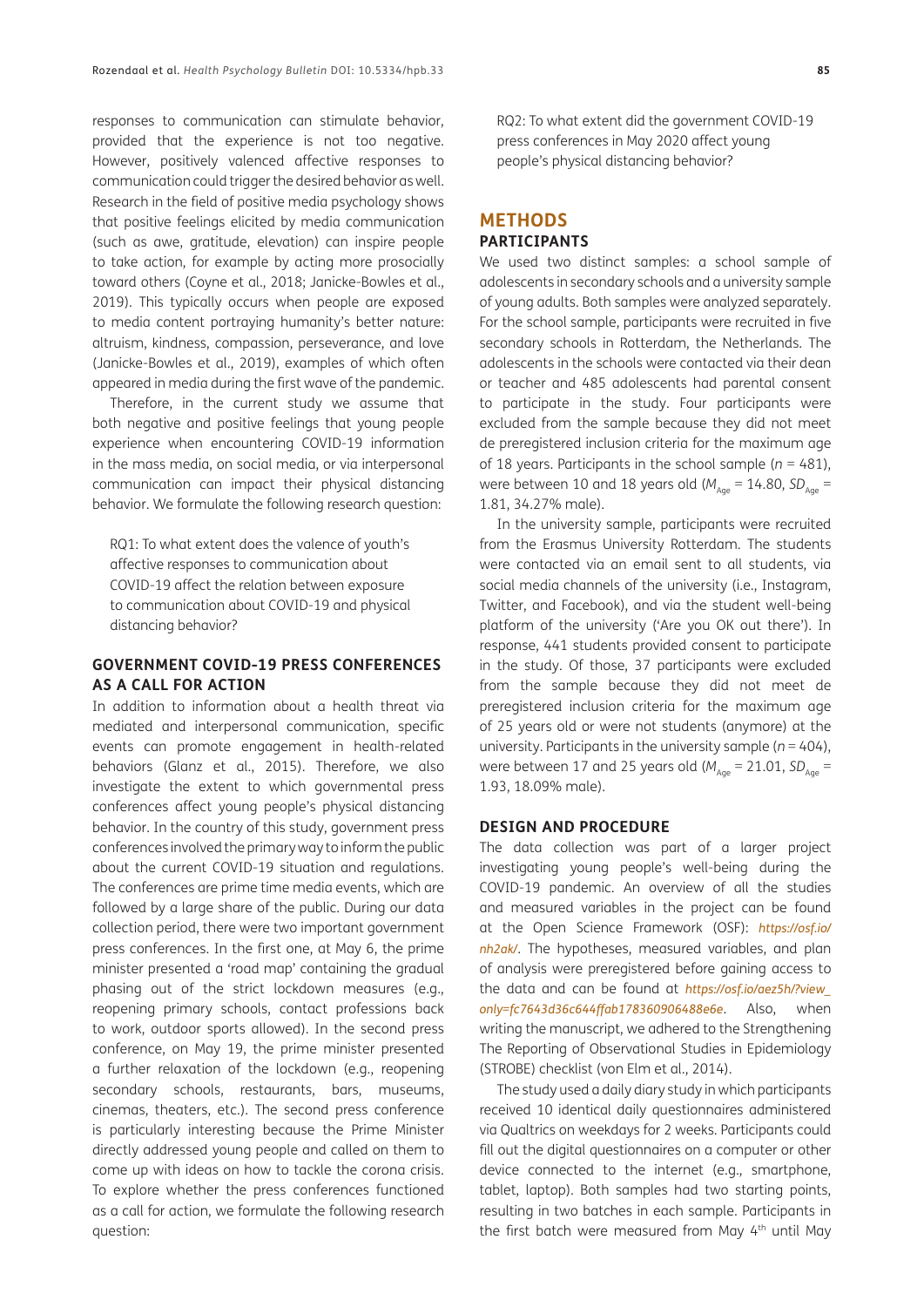responses to communication can stimulate behavior, provided that the experience is not too negative. However, positively valenced affective responses to communication could trigger the desired behavior as well. Research in the field of positive media psychology shows that positive feelings elicited by media communication (such as awe, gratitude, elevation) can inspire people to take action, for example by acting more prosocially toward others (Coyne et al., 2018; Janicke-Bowles et al., 2019). This typically occurs when people are exposed to media content portraying humanity's better nature: altruism, kindness, compassion, perseverance, and love (Janicke-Bowles et al., 2019), examples of which often appeared in media during the first wave of the pandemic.

Therefore, in the current study we assume that both negative and positive feelings that young people experience when encountering COVID-19 information in the mass media, on social media, or via interpersonal communication can impact their physical distancing behavior. We formulate the following research question:

RQ1: To what extent does the valence of youth's affective responses to communication about COVID-19 affect the relation between exposure to communication about COVID-19 and physical distancing behavior?

### GOVERNMENT COVID-19 PRESS CONFERENCES AS A CALL FOR ACTION

In addition to information about a health threat via mediated and interpersonal communication, specific events can promote engagement in health-related behaviors (Glanz et al., 2015). Therefore, we also investigate the extent to which governmental press conferences affect young people's physical distancing behavior. In the country of this study, government press conferences involved the primary way to inform the public about the current COVID-19 situation and regulations. The conferences are prime time media events, which are followed by a large share of the public. During our data collection period, there were two important government press conferences. In the first one, at May 6, the prime minister presented a 'road map' containing the gradual phasing out of the strict lockdown measures (e.g., reopening primary schools, contact professions back to work, outdoor sports allowed). In the second press conference, on May 19, the prime minister presented a further relaxation of the lockdown (e.g., reopening secondary schools, restaurants, bars, museums, cinemas, theaters, etc.). The second press conference is particularly interesting because the Prime Minister directly addressed young people and called on them to come up with ideas on how to tackle the corona crisis. To explore whether the press conferences functioned as a call for action, we formulate the following research question:

RQ2: To what extent did the government COVID-19 press conferences in May 2020 affect young people's physical distancing behavior?

## METHODS

### PARTICIPANTS

We used two distinct samples: a school sample of adolescents in secondary schools and a university sample of young adults. Both samples were analyzed separately. For the school sample, participants were recruited in five secondary schools in Rotterdam, the Netherlands. The adolescents in the schools were contacted via their dean or teacher and 485 adolescents had parental consent to participate in the study. Four participants were excluded from the sample because they did not meet de preregistered inclusion criteria for the maximum age of 18 years. Participants in the school sample ($n$ = 481), were between 10 and 18 years old ($M_{Age}$ = 14.80, $SD_{Age}$ = 1.81, 34.27% male).

In the university sample, participants were recruited from the Erasmus University Rotterdam. The students were contacted via an email sent to all students, via social media channels of the university (i.e., Instagram, Twitter, and Facebook), and via the student well-being platform of the university ('Are you OK out there'). In response, 441 students provided consent to participate in the study. Of those, 37 participants were excluded from the sample because they did not meet de preregistered inclusion criteria for the maximum age of 25 years old or were not students (anymore) at the university. Participants in the university sample ($n$ = 404), were between 17 and 25 years old ($M_{Age}$ = 21.01, $SD_{Age}$ = 1.93, 18.09% male).

### DESIGN AND PROCEDURE

The data collection was part of a larger project investigating young people's well-being during the COVID-19 pandemic. An overview of all the studies and measured variables in the project can be found at the Open Science Framework (OSF): *https://osf.io/nh2ak/*. The hypotheses, measured variables, and plan of analysis were preregistered before gaining access to the data and can be found at *https://osf.io/aez5h/?view_only=fc7643d36c644ffab178360906488e6e*. Also, when writing the manuscript, we adhered to the Strengthening The Reporting of Observational Studies in Epidemiology (STROBE) checklist (von Elm et al., 2014).

The study used a daily diary study in which participants received 10 identical daily questionnaires administered via Qualtrics on weekdays for 2 weeks. Participants could fill out the digital questionnaires on a computer or other device connected to the internet (e.g., smartphone, tablet, laptop). Both samples had two starting points, resulting in two batches in each sample. Participants in the first batch were measured from May 4th until May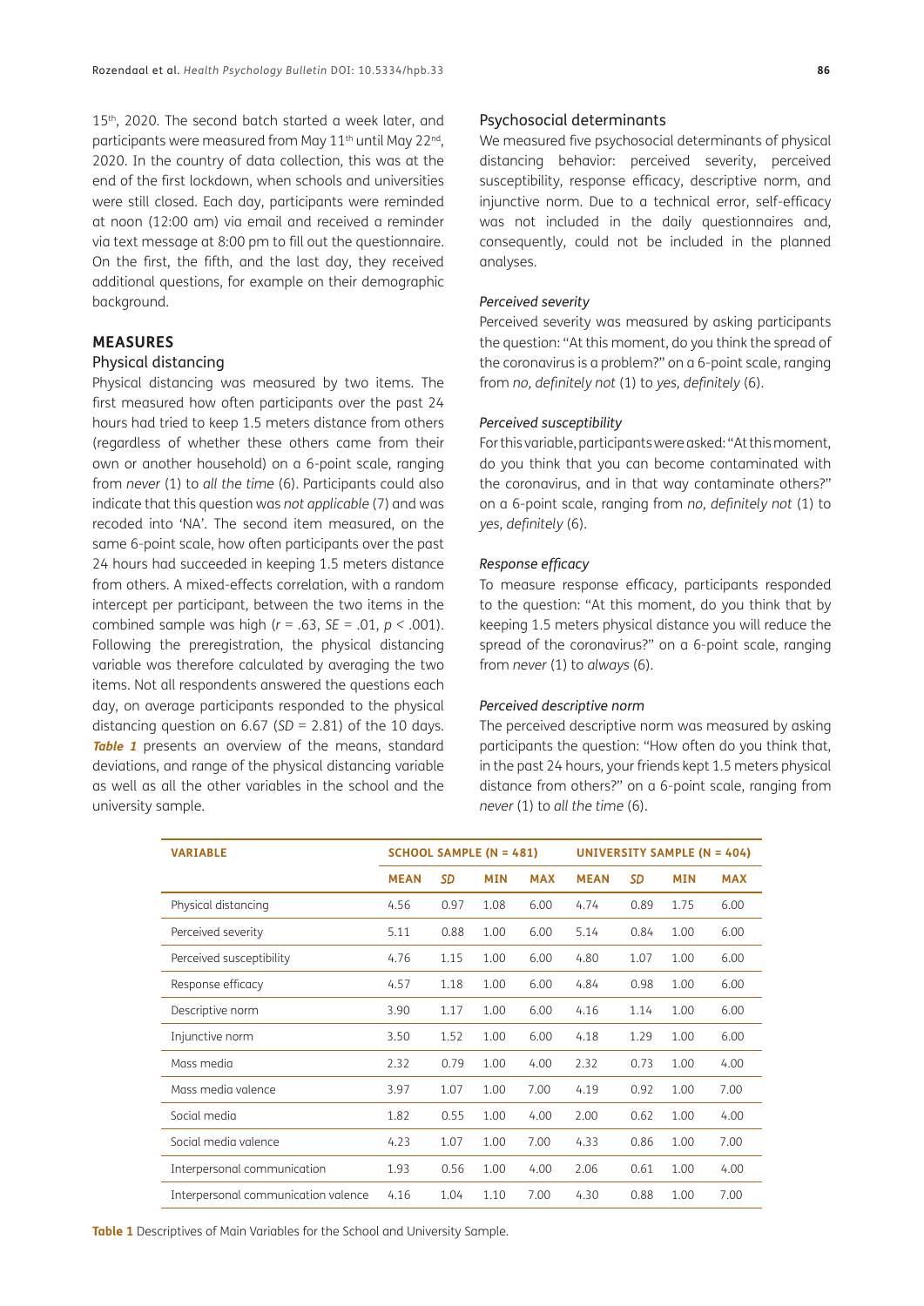15th, 2020. The second batch started a week later, and participants were measured from May 11th until May 22nd, 2020. In the country of data collection, this was at the end of the first lockdown, when schools and universities were still closed. Each day, participants were reminded at noon (12:00 am) via email and received a reminder via text message at 8:00 pm to fill out the questionnaire. On the first, the fifth, and the last day, they received additional questions, for example on their demographic background.

## MEASURES

### Physical distancing

Physical distancing was measured by two items. The first measured how often participants over the past 24 hours had tried to keep 1.5 meters distance from others (regardless of whether these others came from their own or another household) on a 6-point scale, ranging from *never* (1) to *all the time* (6). Participants could also indicate that this question was *not applicable* (7) and was recoded into 'NA'. The second item measured, on the same 6-point scale, how often participants over the past 24 hours had succeeded in keeping 1.5 meters distance from others. A mixed-effects correlation, with a random intercept per participant, between the two items in the combined sample was high ($r = .63$, $SE = .01$, $p < .001$). Following the preregistration, the physical distancing variable was therefore calculated by averaging the two items. Not all respondents answered the questions each day, on average participants responded to the physical distancing question on 6.67 ($SD = 2.81$) of the 10 days. **Table 1** presents an overview of the means, standard deviations, and range of the physical distancing variable as well as all the other variables in the school and the university sample.

### Psychosocial determinants

We measured five psychosocial determinants of physical distancing behavior: perceived severity, perceived susceptibility, response efficacy, descriptive norm, and injunctive norm. Due to a technical error, self-efficacy was not included in the daily questionnaires and, consequently, could not be included in the planned analyses.

#### *Perceived severity*

Perceived severity was measured by asking participants the question: "At this moment, do you think the spread of the coronavirus is a problem?" on a 6-point scale, ranging from *no, definitely not* (1) to *yes, definitely* (6).

#### *Perceived susceptibility*

For this variable, participants were asked: "At this moment, do you think that you can become contaminated with the coronavirus, and in that way contaminate others?" on a 6-point scale, ranging from *no, definitely not* (1) to *yes, definitely* (6).

#### *Response efficacy*

To measure response efficacy, participants responded to the question: "At this moment, do you think that by keeping 1.5 meters physical distance you will reduce the spread of the coronavirus?" on a 6-point scale, ranging from *never* (1) to *always* (6).

#### *Perceived descriptive norm*

The perceived descriptive norm was measured by asking participants the question: "How often do you think that, in the past 24 hours, your friends kept 1.5 meters physical distance from others?" on a 6-point scale, ranging from *never* (1) to *all the time* (6).

| VARIABLE | SCHOOL SAMPLE (N = 481) | | | | UNIVERSITY SAMPLE (N = 404) | | | |
|---|---|---|---|---|---|---|---|---|
| | MEAN | *SD* | MIN | MAX | MEAN | *SD* | MIN | MAX |
| Physical distancing | 4.56 | 0.97 | 1.08 | 6.00 | 4.74 | 0.89 | 1.75 | 6.00 |
| Perceived severity | 5.11 | 0.88 | 1.00 | 6.00 | 5.14 | 0.84 | 1.00 | 6.00 |
| Perceived susceptibility | 4.76 | 1.15 | 1.00 | 6.00 | 4.80 | 1.07 | 1.00 | 6.00 |
| Response efficacy | 4.57 | 1.18 | 1.00 | 6.00 | 4.84 | 0.98 | 1.00 | 6.00 |
| Descriptive norm | 3.90 | 1.17 | 1.00 | 6.00 | 4.16 | 1.14 | 1.00 | 6.00 |
| Injunctive norm | 3.50 | 1.52 | 1.00 | 6.00 | 4.18 | 1.29 | 1.00 | 6.00 |
| Mass media | 2.32 | 0.79 | 1.00 | 4.00 | 2.32 | 0.73 | 1.00 | 4.00 |
| Mass media valence | 3.97 | 1.07 | 1.00 | 7.00 | 4.19 | 0.92 | 1.00 | 7.00 |
| Social media | 1.82 | 0.55 | 1.00 | 4.00 | 2.00 | 0.62 | 1.00 | 4.00 |
| Social media valence | 4.23 | 1.07 | 1.00 | 7.00 | 4.33 | 0.86 | 1.00 | 7.00 |
| Interpersonal communication | 1.93 | 0.56 | 1.00 | 4.00 | 2.06 | 0.61 | 1.00 | 4.00 |
| Interpersonal communication valence | 4.16 | 1.04 | 1.10 | 7.00 | 4.30 | 0.88 | 1.00 | 7.00 |

**Table 1** Descriptives of Main Variables for the School and University Sample.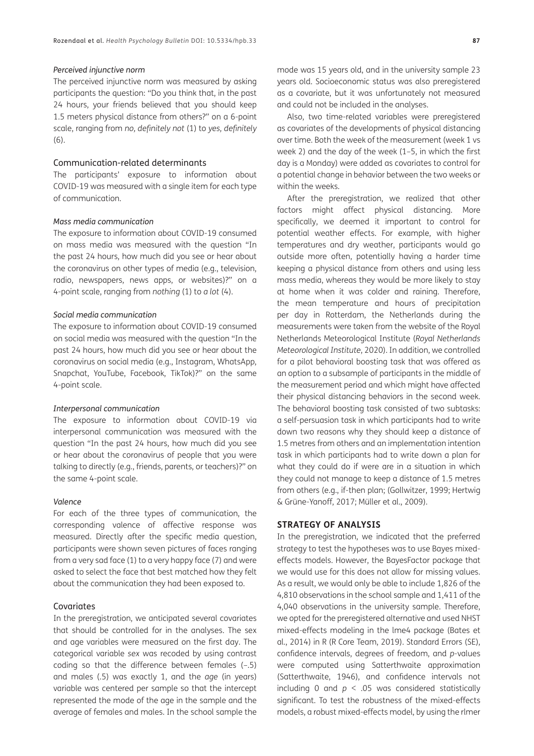#### *Perceived injunctive norm*

The perceived injunctive norm was measured by asking participants the question: "Do you think that, in the past 24 hours, your friends believed that you should keep 1.5 meters physical distance from others?" on a 6-point scale, ranging from *no, definitely not* (1) to *yes, definitely* (6).

### Communication-related determinants

The participants' exposure to information about COVID-19 was measured with a single item for each type of communication.

#### *Mass media communication*

The exposure to information about COVID-19 consumed on mass media was measured with the question "In the past 24 hours, how much did you see or hear about the coronavirus on other types of media (e.g., television, radio, newspapers, news apps, or websites)?" on a 4-point scale, ranging from *nothing* (1) to *a lot* (4).

#### *Social media communication*

The exposure to information about COVID-19 consumed on social media was measured with the question "In the past 24 hours, how much did you see or hear about the coronavirus on social media (e.g., Instagram, WhatsApp, Snapchat, YouTube, Facebook, TikTok)?" on the same 4-point scale.

#### *Interpersonal communication*

The exposure to information about COVID-19 via interpersonal communication was measured with the question "In the past 24 hours, how much did you see or hear about the coronavirus of people that you were talking to directly (e.g., friends, parents, or teachers)?" on the same 4-point scale.

#### *Valence*

For each of the three types of communication, the corresponding valence of affective response was measured. Directly after the specific media question, participants were shown seven pictures of faces ranging from a very sad face (1) to a very happy face (7) and were asked to select the face that best matched how they felt about the communication they had been exposed to.

### Covariates

In the preregistration, we anticipated several covariates that should be controlled for in the analyses. The sex and age variables were measured on the first day. The categorical variable *sex* was recoded by using contrast coding so that the difference between females (–.5) and males (.5) was exactly 1, and the *age* (in years) variable was centered per sample so that the intercept represented the mode of the age in the sample and the average of females and males. In the school sample the mode was 15 years old, and in the university sample 23 years old. Socioeconomic status was also preregistered as a covariate, but it was unfortunately not measured and could not be included in the analyses.

Also, two time-related variables were preregistered as covariates of the developments of physical distancing over time. Both the week of the measurement (week 1 vs week 2) and the day of the week (1–5, in which the first day is a Monday) were added as covariates to control for a potential change in behavior between the two weeks or within the weeks.

After the preregistration, we realized that other factors might affect physical distancing. More specifically, we deemed it important to control for potential weather effects. For example, with higher temperatures and dry weather, participants would go outside more often, potentially having a harder time keeping a physical distance from others and using less mass media, whereas they would be more likely to stay at home when it was colder and raining. Therefore, the mean temperature and hours of precipitation per day in Rotterdam, the Netherlands during the measurements were taken from the website of the Royal Netherlands Meteorological Institute (*Royal Netherlands Meteorological Institute*, 2020). In addition, we controlled for a pilot behavioral boosting task that was offered as an option to a subsample of participants in the middle of the measurement period and which might have affected their physical distancing behaviors in the second week. The behavioral boosting task consisted of two subtasks: a self-persuasion task in which participants had to write down two reasons why they should keep a distance of 1.5 metres from others and an implementation intention task in which participants had to write down a plan for what they could do if were are in a situation in which they could not manage to keep a distance of 1.5 metres from others (e.g., if-then plan; (Gollwitzer, 1999; Hertwig & Grüne-Yanoff, 2017; Müller et al., 2009).

## STRATEGY OF ANALYSIS

In the preregistration, we indicated that the preferred strategy to test the hypotheses was to use Bayes mixed-effects models. However, the BayesFactor package that we would use for this does not allow for missing values. As a result, we would only be able to include 1,826 of the 4,810 observations in the school sample and 1,411 of the 4,040 observations in the university sample. Therefore, we opted for the preregistered alternative and used NHST mixed-effects modeling in the lme4 package (Bates et al., 2014) in R (R Core Team, 2019). Standard Errors (SE), confidence intervals, degrees of freedom, and *p*-values were computed using Satterthwaite approximation (Satterthwaite, 1946), and confidence intervals not including 0 and $p < .05$ was considered statistically significant. To test the robustness of the mixed-effects models, a robust mixed-effects model, by using the rlmer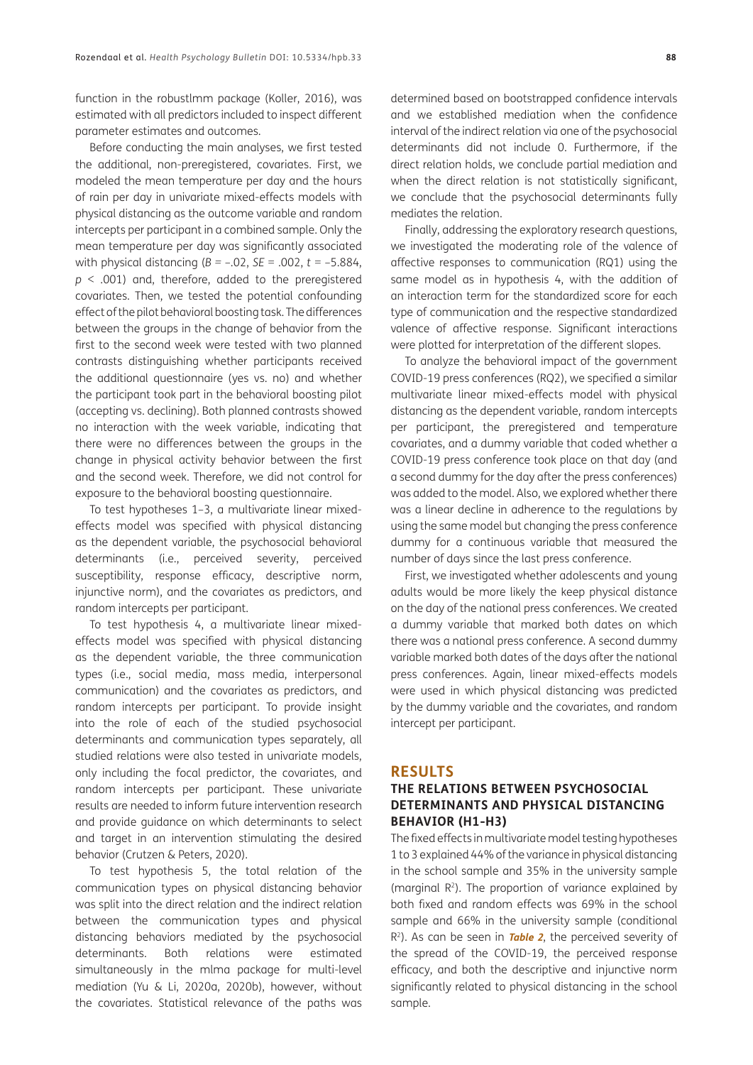function in the robustlmm package (Koller, 2016), was estimated with all predictors included to inspect different parameter estimates and outcomes.

Before conducting the main analyses, we first tested the additional, non-preregistered, covariates. First, we modeled the mean temperature per day and the hours of rain per day in univariate mixed-effects models with physical distancing as the outcome variable and random intercepts per participant in a combined sample. Only the mean temperature per day was significantly associated with physical distancing ($B = -.02$, $SE = .002$, $t = -5.884$, $p < .001$) and, therefore, added to the preregistered covariates. Then, we tested the potential confounding effect of the pilot behavioral boosting task. The differences between the groups in the change of behavior from the first to the second week were tested with two planned contrasts distinguishing whether participants received the additional questionnaire (yes vs. no) and whether the participant took part in the behavioral boosting pilot (accepting vs. declining). Both planned contrasts showed no interaction with the week variable, indicating that there were no differences between the groups in the change in physical activity behavior between the first and the second week. Therefore, we did not control for exposure to the behavioral boosting questionnaire.

To test hypotheses 1–3, a multivariate linear mixed-effects model was specified with physical distancing as the dependent variable, the psychosocial behavioral determinants (i.e., perceived severity, perceived susceptibility, response efficacy, descriptive norm, injunctive norm), and the covariates as predictors, and random intercepts per participant.

To test hypothesis 4, a multivariate linear mixed-effects model was specified with physical distancing as the dependent variable, the three communication types (i.e., social media, mass media, interpersonal communication) and the covariates as predictors, and random intercepts per participant. To provide insight into the role of each of the studied psychosocial determinants and communication types separately, all studied relations were also tested in univariate models, only including the focal predictor, the covariates, and random intercepts per participant. These univariate results are needed to inform future intervention research and provide guidance on which determinants to select and target in an intervention stimulating the desired behavior (Crutzen & Peters, 2020).

To test hypothesis 5, the total relation of the communication types on physical distancing behavior was split into the direct relation and the indirect relation between the communication types and physical distancing behaviors mediated by the psychosocial determinants. Both relations were estimated simultaneously in the mlma package for multi-level mediation (Yu & Li, 2020a, 2020b), however, without the covariates. Statistical relevance of the paths was determined based on bootstrapped confidence intervals and we established mediation when the confidence interval of the indirect relation via one of the psychosocial determinants did not include 0. Furthermore, if the direct relation holds, we conclude partial mediation and when the direct relation is not statistically significant, we conclude that the psychosocial determinants fully mediates the relation.

Finally, addressing the exploratory research questions, we investigated the moderating role of the valence of affective responses to communication (RQ1) using the same model as in hypothesis 4, with the addition of an interaction term for the standardized score for each type of communication and the respective standardized valence of affective response. Significant interactions were plotted for interpretation of the different slopes.

To analyze the behavioral impact of the government COVID-19 press conferences (RQ2), we specified a similar multivariate linear mixed-effects model with physical distancing as the dependent variable, random intercepts per participant, the preregistered and temperature covariates, and a dummy variable that coded whether a COVID-19 press conference took place on that day (and a second dummy for the day after the press conferences) was added to the model. Also, we explored whether there was a linear decline in adherence to the regulations by using the same model but changing the press conference dummy for a continuous variable that measured the number of days since the last press conference.

First, we investigated whether adolescents and young adults would be more likely the keep physical distance on the day of the national press conferences. We created a dummy variable that marked both dates on which there was a national press conference. A second dummy variable marked both dates of the days after the national press conferences. Again, linear mixed-effects models were used in which physical distancing was predicted by the dummy variable and the covariates, and random intercept per participant.

## RESULTS

### THE RELATIONS BETWEEN PSYCHOSOCIAL DETERMINANTS AND PHYSICAL DISTANCING BEHAVIOR (H1-H3)

The fixed effects in multivariate model testing hypotheses 1 to 3 explained 44% of the variance in physical distancing in the school sample and 35% in the university sample (marginal $R^2$). The proportion of variance explained by both fixed and random effects was 69% in the school and 66% in the university sample (conditional $R^2$). As can be seen in **Table 2**, the perceived severity of the spread of the COVID-19, the perceived response efficacy, and both the descriptive and injunctive norm significantly related to physical distancing in the school sample.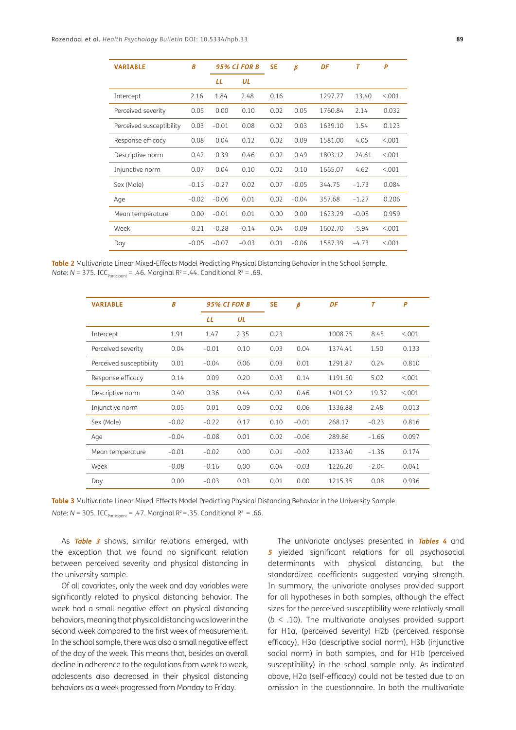| VARIABLE | B | 95% CI FOR B | | SE | β | DF | T | P |
|---|---|---|---|---|---|---|---|---|
| | | LL | UL | | | | | |
| Intercept | 2.16 | 1.84 | 2.48 | 0.16 | | 1297.77 | 13.40 | <.001 |
| Perceived severity | 0.05 | 0.00 | 0.10 | 0.02 | 0.05 | 1760.84 | 2.14 | 0.032 |
| Perceived susceptibility | 0.03 | −0.01 | 0.08 | 0.02 | 0.03 | 1639.10 | 1.54 | 0.123 |
| Response efficacy | 0.08 | 0.04 | 0.12 | 0.02 | 0.09 | 1581.00 | 4.05 | <.001 |
| Descriptive norm | 0.42 | 0.39 | 0.46 | 0.02 | 0.49 | 1803.12 | 24.61 | <.001 |
| Injunctive norm | 0.07 | 0.04 | 0.10 | 0.02 | 0.10 | 1665.07 | 4.62 | <.001 |
| Sex (Male) | −0.13 | −0.27 | 0.02 | 0.07 | −0.05 | 344.75 | −1.73 | 0.084 |
| Age | −0.02 | −0.06 | 0.01 | 0.02 | −0.04 | 357.68 | −1.27 | 0.206 |
| Mean temperature | 0.00 | −0.01 | 0.01 | 0.00 | 0.00 | 1623.29 | −0.05 | 0.959 |
| Week | −0.21 | −0.28 | −0.14 | 0.04 | −0.09 | 1602.70 | −5.94 | <.001 |
| Day | −0.05 | −0.07 | −0.03 | 0.01 | −0.06 | 1587.39 | −4.73 | <.001 |

**Table 2** Multivariate Linear Mixed-Effects Model Predicting Physical Distancing Behavior in the School Sample.
*Note*: $N = 375$. $ICC_{Participant} = .46$. Marginal $R^2 = .44$. Conditional $R^2 = .69$.

| VARIABLE | B | 95% CI FOR B | | SE | β | DF | T | P |
|---|---|---|---|---|---|---|---|---|
| | | LL | UL | | | | | |
| Intercept | 1.91 | 1.47 | 2.35 | 0.23 | | 1008.75 | 8.45 | <.001 |
| Perceived severity | 0.04 | −0.01 | 0.10 | 0.03 | 0.04 | 1374.41 | 1.50 | 0.133 |
| Perceived susceptibility | 0.01 | −0.04 | 0.06 | 0.03 | 0.01 | 1291.87 | 0.24 | 0.810 |
| Response efficacy | 0.14 | 0.09 | 0.20 | 0.03 | 0.14 | 1191.50 | 5.02 | <.001 |
| Descriptive norm | 0.40 | 0.36 | 0.44 | 0.02 | 0.46 | 1401.92 | 19.32 | <.001 |
| Injunctive norm | 0.05 | 0.01 | 0.09 | 0.02 | 0.06 | 1336.88 | 2.48 | 0.013 |
| Sex (Male) | −0.02 | −0.22 | 0.17 | 0.10 | −0.01 | 268.17 | −0.23 | 0.816 |
| Age | −0.04 | −0.08 | 0.01 | 0.02 | −0.06 | 289.86 | −1.66 | 0.097 |
| Mean temperature | −0.01 | −0.02 | 0.00 | 0.01 | −0.02 | 1233.40 | −1.36 | 0.174 |
| Week | −0.08 | −0.16 | 0.00 | 0.04 | −0.03 | 1226.20 | −2.04 | 0.041 |
| Day | 0.00 | −0.03 | 0.03 | 0.01 | 0.00 | 1215.35 | 0.08 | 0.936 |

**Table 3** Multivariate Linear Mixed-Effects Model Predicting Physical Distancing Behavior in the University Sample.
*Note*: $N = 305$. $ICC_{Participant} = .47$. Marginal $R^2 = .35$. Conditional $R^2 = .66$.

As ***Table 3*** shows, similar relations emerged, with the exception that we found no significant relation between perceived severity and physical distancing in the university sample.

Of all covariates, only the week and day variables were significantly related to physical distancing behavior. The week had a small negative effect on physical distancing behaviors, meaning that physical distancing was lower in the second week compared to the first week of measurement. In the school sample, there was also a small negative effect of the day of the week. This means that, besides an overall decline in adherence to the regulations from week to week, adolescents also decreased in their physical distancing behaviors as a week progressed from Monday to Friday.

The univariate analyses presented in ***Tables 4*** and ***5*** yielded significant relations for all psychosocial determinants with physical distancing, but the standardized coefficients suggested varying strength. In summary, the univariate analyses provided support for all hypotheses in both samples, although the effect sizes for the perceived susceptibility were relatively small ($b < .10$). The multivariate analyses provided support for H1a, (perceived severity) H2b (perceived response efficacy), H3a (descriptive social norm), H3b (injunctive social norm) in both samples, and for H1b (perceived susceptibility) in the school sample only. As indicated above, H2a (self-efficacy) could not be tested due to an omission in the questionnaire. In both the multivariate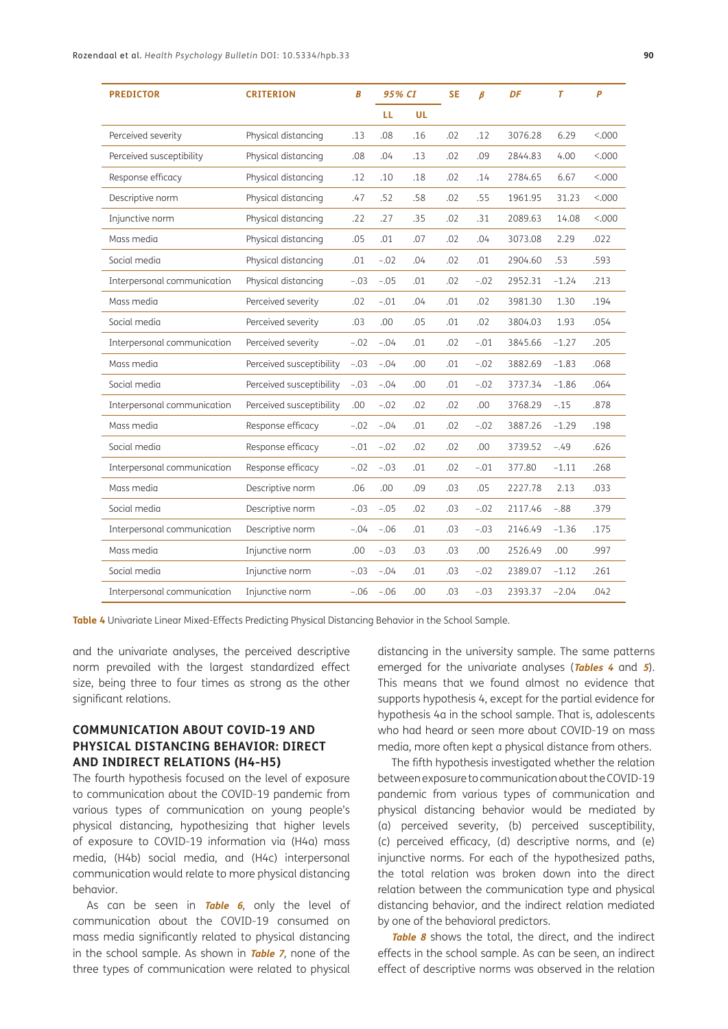| PREDICTOR | CRITERION | *B* | 95% CI | | SE | *β* | *DF* | *T* | *P* |
|---|---|---|---|---|---|---|---|---|---|
| | | | LL | UL | | | | | |
| Perceived severity | Physical distancing | .13 | .08 | .16 | .02 | .12 | 3076.28 | 6.29 | <.000 |
| Perceived susceptibility | Physical distancing | .08 | .04 | .13 | .02 | .09 | 2844.83 | 4.00 | <.000 |
| Response efficacy | Physical distancing | .12 | .10 | .18 | .02 | .14 | 2784.65 | 6.67 | <.000 |
| Descriptive norm | Physical distancing | .47 | .52 | .58 | .02 | .55 | 1961.95 | 31.23 | <.000 |
| Injunctive norm | Physical distancing | .22 | .27 | .35 | .02 | .31 | 2089.63 | 14.08 | <.000 |
| Mass media | Physical distancing | .05 | .01 | .07 | .02 | .04 | 3073.08 | 2.29 | .022 |
| Social media | Physical distancing | .01 | −.02 | .04 | .02 | .01 | 2904.60 | .53 | .593 |
| Interpersonal communication | Physical distancing | −.03 | −.05 | .01 | .02 | −.02 | 2952.31 | −1.24 | .213 |
| Mass media | Perceived severity | .02 | −.01 | .04 | .01 | .02 | 3981.30 | 1.30 | .194 |
| Social media | Perceived severity | .03 | .00 | .05 | .01 | .02 | 3804.03 | 1.93 | .054 |
| Interpersonal communication | Perceived severity | −.02 | −.04 | .01 | .02 | −.01 | 3845.66 | −1.27 | .205 |
| Mass media | Perceived susceptibility | −.03 | −.04 | .00 | .01 | −.02 | 3882.69 | −1.83 | .068 |
| Social media | Perceived susceptibility | −.03 | −.04 | .00 | .01 | −.02 | 3737.34 | −1.86 | .064 |
| Interpersonal communication | Perceived susceptibility | .00 | −.02 | .02 | .02 | .00 | 3768.29 | −.15 | .878 |
| Mass media | Response efficacy | −.02 | −.04 | .01 | .02 | −.02 | 3887.26 | −1.29 | .198 |
| Social media | Response efficacy | −.01 | −.02 | .02 | .02 | .00 | 3739.52 | −.49 | .626 |
| Interpersonal communication | Response efficacy | −.02 | −.03 | .01 | .02 | −.01 | 377.80 | −1.11 | .268 |
| Mass media | Descriptive norm | .06 | .00 | .09 | .03 | .05 | 2227.78 | 2.13 | .033 |
| Social media | Descriptive norm | −.03 | −.05 | .02 | .03 | −.02 | 2117.46 | −.88 | .379 |
| Interpersonal communication | Descriptive norm | −.04 | −.06 | .01 | .03 | −.03 | 2146.49 | −1.36 | .175 |
| Mass media | Injunctive norm | .00 | −.03 | .03 | .03 | .00 | 2526.49 | .00 | .997 |
| Social media | Injunctive norm | −.03 | −.04 | .01 | .03 | −.02 | 2389.07 | −1.12 | .261 |
| Interpersonal communication | Injunctive norm | −.06 | −.06 | .00 | .03 | −.03 | 2393.37 | −2.04 | .042 |

**Table 4** Univariate Linear Mixed-Effects Predicting Physical Distancing Behavior in the School Sample.

and the univariate analyses, the perceived descriptive norm prevailed with the largest standardized effect size, being three to four times as strong as the other significant relations.

### COMMUNICATION ABOUT COVID-19 AND PHYSICAL DISTANCING BEHAVIOR: DIRECT AND INDIRECT RELATIONS (H4-H5)

The fourth hypothesis focused on the level of exposure to communication about the COVID-19 pandemic from various types of communication on young people's physical distancing, hypothesizing that higher levels of exposure to COVID-19 information via (H4a) mass media, (H4b) social media, and (H4c) interpersonal communication would relate to more physical distancing behavior.

As can be seen in ***Table 6***, only the level of communication about the COVID-19 consumed on mass media significantly related to physical distancing in the school sample. As shown in ***Table 7***, none of the three types of communication were related to physical distancing in the university sample. The same patterns emerged for the univariate analyses (***Tables 4*** and ***5***). This means that we found almost no evidence that supports hypothesis 4, except for the partial evidence for hypothesis 4a in the school sample. That is, adolescents who had heard or seen more about COVID-19 on mass media, more often kept a physical distance from others.

The fifth hypothesis investigated whether the relation between exposure to communication about the COVID-19 pandemic from various types of communication and physical distancing behavior would be mediated by (a) perceived severity, (b) perceived susceptibility, (c) perceived efficacy, (d) descriptive norms, and (e) injunctive norms. For each of the hypothesized paths, the total relation was broken down into the direct relation between the communication type and physical distancing behavior, and the indirect relation mediated by one of the behavioral predictors.

***Table 8*** shows the total, the direct, and the indirect effects in the school sample. As can be seen, an indirect effect of descriptive norms was observed in the relation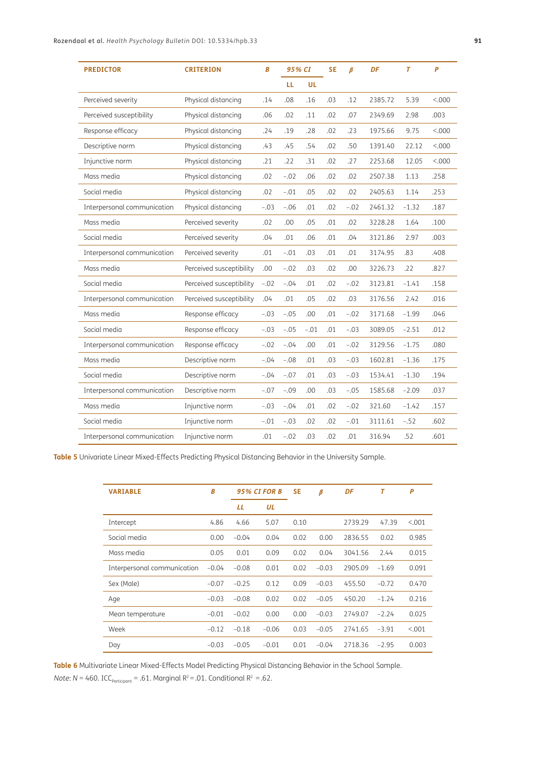| PREDICTOR | CRITERION | B | 95% CI | | SE | β | DF | T | P |
|---|---|---|---|---|---|---|---|---|---|
| | | | LL | UL | | | | | |
| Perceived severity | Physical distancing | .14 | .08 | .16 | .03 | .12 | 2385.72 | 5.39 | <.000 |
| Perceived susceptibility | Physical distancing | .06 | .02 | .11 | .02 | .07 | 2349.69 | 2.98 | .003 |
| Response efficacy | Physical distancing | .24 | .19 | .28 | .02 | .23 | 1975.66 | 9.75 | <.000 |
| Descriptive norm | Physical distancing | .43 | .45 | .54 | .02 | .50 | 1391.40 | 22.12 | <.000 |
| Injunctive norm | Physical distancing | .21 | .22 | .31 | .02 | .27 | 2253.68 | 12.05 | <.000 |
| Mass media | Physical distancing | .02 | −.02 | .06 | .02 | .02 | 2507.38 | 1.13 | .258 |
| Social media | Physical distancing | .02 | −.01 | .05 | .02 | .02 | 2405.63 | 1.14 | .253 |
| Interpersonal communication | Physical distancing | −.03 | −.06 | .01 | .02 | −.02 | 2461.32 | −1.32 | .187 |
| Mass media | Perceived severity | .02 | .00 | .05 | .01 | .02 | 3228.28 | 1.64 | .100 |
| Social media | Perceived severity | .04 | .01 | .06 | .01 | .04 | 3121.86 | 2.97 | .003 |
| Interpersonal communication | Perceived severity | .01 | −.01 | .03 | .01 | .01 | 3174.95 | .83 | .408 |
| Mass media | Perceived susceptibility | .00 | −.02 | .03 | .02 | .00 | 3226.73 | .22 | .827 |
| Social media | Perceived susceptibility | −.02 | −.04 | .01 | .02 | −.02 | 3123.81 | −1.41 | .158 |
| Interpersonal communication | Perceived susceptibility | .04 | .01 | .05 | .02 | .03 | 3176.56 | 2.42 | .016 |
| Mass media | Response efficacy | −.03 | −.05 | .00 | .01 | −.02 | 3171.68 | −1.99 | .046 |
| Social media | Response efficacy | −.03 | −.05 | −.01 | .01 | −.03 | 3089.05 | −2.51 | .012 |
| Interpersonal communication | Response efficacy | −.02 | −.04 | .00 | .01 | −.02 | 3129.56 | −1.75 | .080 |
| Mass media | Descriptive norm | −.04 | −.08 | .01 | .03 | −.03 | 1602.81 | −1.36 | .175 |
| Social media | Descriptive norm | −.04 | −.07 | .01 | .03 | −.03 | 1534.41 | −1.30 | .194 |
| Interpersonal communication | Descriptive norm | −.07 | −.09 | .00 | .03 | −.05 | 1585.68 | −2.09 | .037 |
| Mass media | Injunctive norm | −.03 | −.04 | .01 | .02 | −.02 | 321.60 | −1.42 | .157 |
| Social media | Injunctive norm | −.01 | −.03 | .02 | .02 | −.01 | 3111.61 | −.52 | .602 |
| Interpersonal communication | Injunctive norm | .01 | −.02 | .03 | .02 | .01 | 316.94 | .52 | .601 |

**Table 5** Univariate Linear Mixed-Effects Predicting Physical Distancing Behavior in the University Sample.

| VARIABLE | B | 95% CI FOR B | | SE | β | DF | T | P |
|---|---|---|---|---|---|---|---|---|
| | | LL | UL | | | | | |
| Intercept | 4.86 | 4.66 | 5.07 | 0.10 | | 2739.29 | 47.39 | <.001 |
| Social media | 0.00 | −0.04 | 0.04 | 0.02 | 0.00 | 2836.55 | 0.02 | 0.985 |
| Mass media | 0.05 | 0.01 | 0.09 | 0.02 | 0.04 | 3041.56 | 2.44 | 0.015 |
| Interpersonal communication | −0.04 | −0.08 | 0.01 | 0.02 | −0.03 | 2905.09 | −1.69 | 0.091 |
| Sex (Male) | −0.07 | −0.25 | 0.12 | 0.09 | −0.03 | 455.50 | −0.72 | 0.470 |
| Age | −0.03 | −0.08 | 0.02 | 0.02 | −0.05 | 450.20 | −1.24 | 0.216 |
| Mean temperature | −0.01 | −0.02 | 0.00 | 0.00 | −0.03 | 2749.07 | −2.24 | 0.025 |
| Week | −0.12 | −0.18 | −0.06 | 0.03 | −0.05 | 2741.65 | −3.91 | <.001 |
| Day | −0.03 | −0.05 | −0.01 | 0.01 | −0.04 | 2718.36 | −2.95 | 0.003 |

**Table 6** Multivariate Linear Mixed-Effects Model Predicting Physical Distancing Behavior in the School Sample.

*Note*: $N = 460$. $ICC_{Participant} = .61$. Marginal $R^2 = .01$. Conditional $R^2 = .62$.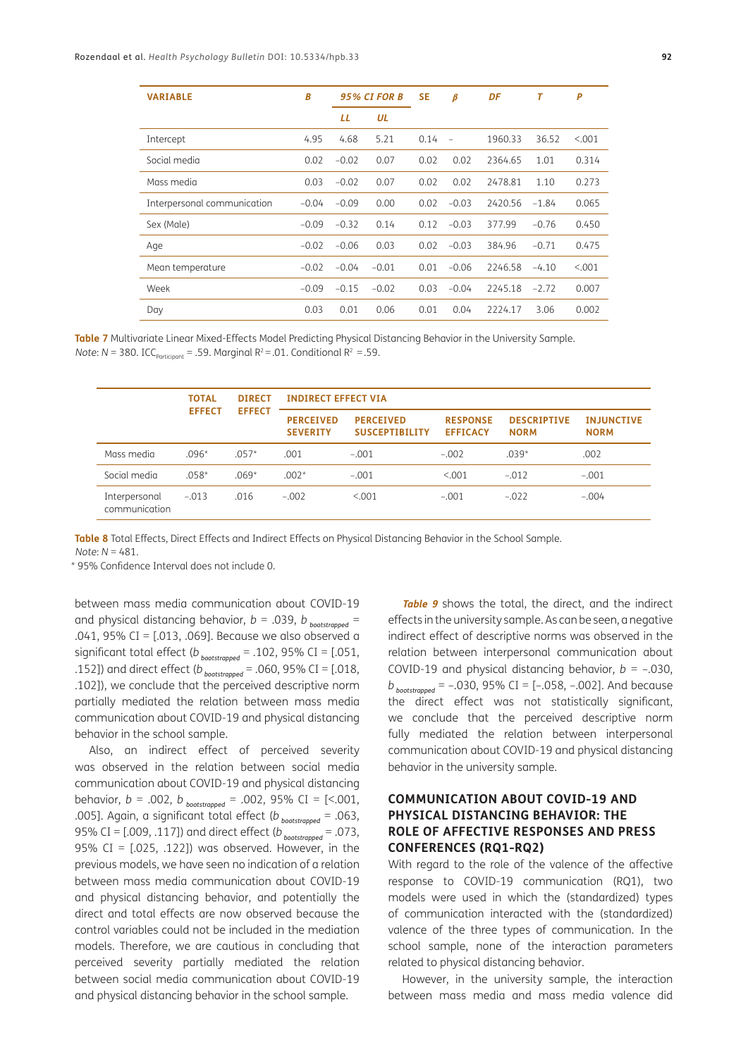| VARIABLE | B | 95% CI FOR B | | SE | β | DF | T | P |
|---|---|---|---|---|---|---|---|---|
| | | LL | UL | | | | | |
| Intercept | 4.95 | 4.68 | 5.21 | 0.14 | – | 1960.33 | 36.52 | <.001 |
| Social media | 0.02 | −0.02 | 0.07 | 0.02 | 0.02 | 2364.65 | 1.01 | 0.314 |
| Mass media | 0.03 | −0.02 | 0.07 | 0.02 | 0.02 | 2478.81 | 1.10 | 0.273 |
| Interpersonal communication | −0.04 | −0.09 | 0.00 | 0.02 | −0.03 | 2420.56 | −1.84 | 0.065 |
| Sex (Male) | −0.09 | −0.32 | 0.14 | 0.12 | −0.03 | 377.99 | −0.76 | 0.450 |
| Age | −0.02 | −0.06 | 0.03 | 0.02 | −0.03 | 384.96 | −0.71 | 0.475 |
| Mean temperature | −0.02 | −0.04 | −0.01 | 0.01 | −0.06 | 2246.58 | −4.10 | <.001 |
| Week | −0.09 | −0.15 | −0.02 | 0.03 | −0.04 | 2245.18 | −2.72 | 0.007 |
| Day | 0.03 | 0.01 | 0.06 | 0.01 | 0.04 | 2224.17 | 3.06 | 0.002 |

**Table 7** Multivariate Linear Mixed-Effects Model Predicting Physical Distancing Behavior in the University Sample.
*Note*: $N = 380$. $ICC_{Participant} = .59$. Marginal $R^2 = .01$. Conditional $R^2 = .59$.

| | TOTAL EFFECT | DIRECT EFFECT | INDIRECT EFFECT VIA | | | | |
|---|---|---|---|---|---|---|---|
| | | | PERCEIVED SEVERITY | PERCEIVED SUSCEPTIBILITY | RESPONSE EFFICACY | DESCRIPTIVE NORM | INJUNCTIVE NORM |
| Mass media | .096* | .057* | .001 | −.001 | −.002 | .039* | .002 |
| Social media | .058* | .069* | .002* | −.001 | <.001 | −.012 | −.001 |
| Interpersonal communication | −.013 | .016 | −.002 | <.001 | −.001 | −.022 | −.004 |

**Table 8** Total Effects, Direct Effects and Indirect Effects on Physical Distancing Behavior in the School Sample.
*Note*: $N = 481$.
* 95% Confidence Interval does not include 0.

between mass media communication about COVID-19 and physical distancing behavior, $b = .039$, $b_{bootstrapped} = .041$, 95% CI = [.013, .069]. Because we also observed a significant total effect ($b_{bootstrapped} = .102$, 95% CI = [.051, .152]) and direct effect ($b_{bootstrapped} = .060$, 95% CI = [.018, .102]), we conclude that the perceived descriptive norm partially mediated the relation between mass media communication about COVID-19 and physical distancing behavior in the school sample.

Also, an indirect effect of perceived severity was observed in the relation between social media communication about COVID-19 and physical distancing behavior, $b = .002$, $b_{bootstrapped} = .002$, 95% CI = [<.001, .005]. Again, a significant total effect ($b_{bootstrapped} = .063$, 95% CI = [.009, .117]) and direct effect ($b_{bootstrapped} = .073$, 95% CI = [.025, .122]) was observed. However, in the previous models, we have seen no indication of a relation between mass media communication about COVID-19 and physical distancing behavior, and potentially the direct and total effects are now observed because the control variables could not be included in the mediation models. Therefore, we are cautious in concluding that perceived severity partially mediated the relation between social media communication about COVID-19 and physical distancing behavior in the school sample.

***Table 9*** shows the total, the direct, and the indirect effects in the university sample. As can be seen, a negative indirect effect of descriptive norms was observed in the relation between interpersonal communication about COVID-19 and physical distancing behavior, $b = -.030$, $b_{bootstrapped} = -.030$, 95% CI = [−.058, −.002]. And because the direct effect was not statistically significant, we conclude that the perceived descriptive norm fully mediated the relation between interpersonal communication about COVID-19 and physical distancing behavior in the university sample.

## COMMUNICATION ABOUT COVID-19 AND PHYSICAL DISTANCING BEHAVIOR: THE ROLE OF AFFECTIVE RESPONSES AND PRESS CONFERENCES (RQ1-RQ2)

With regard to the role of the valence of the affective response to COVID-19 communication (RQ1), two models were used in which the (standardized) types of communication interacted with the (standardized) valence of the three types of communication. In the school sample, none of the interaction parameters related to physical distancing behavior.

However, in the university sample, the interaction between mass media and mass media valence did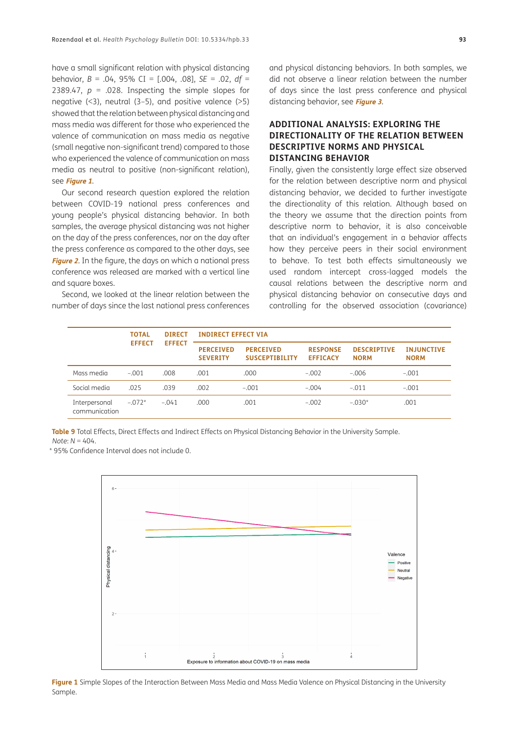have a small significant relation with physical distancing behavior, $B = .04$, 95% CI = [.004, .08], $SE = .02$, $df = 2389.47$, $p = .028$. Inspecting the simple slopes for negative (<3), neutral (3–5), and positive valence (>5) showed that the relation between physical distancing and mass media was different for those who experienced the valence of communication on mass media as negative (small negative non-significant trend) compared to those who experienced the valence of communication on mass media as neutral to positive (non-significant relation), see ***Figure 1***.

Our second research question explored the relation between COVID-19 national press conferences and young people's physical distancing behavior. In both samples, the average physical distancing was not higher on the day of the press conferences, nor on the day after the press conference as compared to the other days, see ***Figure 2***. In the figure, the days on which a national press conference was released are marked with a vertical line and square boxes.

Second, we looked at the linear relation between the number of days since the last national press conferences and physical distancing behaviors. In both samples, we did not observe a linear relation between the number of days since the last press conference and physical distancing behavior, see ***Figure 3***.

## ADDITIONAL ANALYSIS: EXPLORING THE DIRECTIONALITY OF THE RELATION BETWEEN DESCRIPTIVE NORMS AND PHYSICAL DISTANCING BEHAVIOR

Finally, given the consistently large effect size observed for the relation between descriptive norm and physical distancing behavior, we decided to further investigate the directionality of this relation. Although based on the theory we assume that the direction points from descriptive norm to behavior, it is also conceivable that an individual's engagement in a behavior affects how they perceive peers in their social environment to behave. To test both effects simultaneously we used random intercept cross-lagged models the causal relations between the descriptive norm and physical distancing behavior on consecutive days and controlling for the observed association (covariance)

| | TOTAL EFFECT | DIRECT EFFECT | INDIRECT EFFECT VIA | | | | |
|---|---|---|---|---|---|---|---|
| | | | PERCEIVED SEVERITY | PERCEIVED SUSCEPTIBILITY | RESPONSE EFFICACY | DESCRIPTIVE NORM | INJUNCTIVE NORM |
| Mass media | –.001 | .008 | .001 | .000 | –.002 | –.006 | –.001 |
| Social media | .025 | .039 | .002 | –.001 | –.004 | –.011 | –.001 |
| Interpersonal communication | –.072* | –.041 | .000 | .001 | –.002 | –.030* | .001 |

**Table 9** Total Effects, Direct Effects and Indirect Effects on Physical Distancing Behavior in the University Sample.
*Note*: $N = 404$.
* 95% Confidence Interval does not include 0.

**Figure 1** Simple Slopes of the Interaction Between Mass Media and Mass Media Valence on Physical Distancing in the University Sample.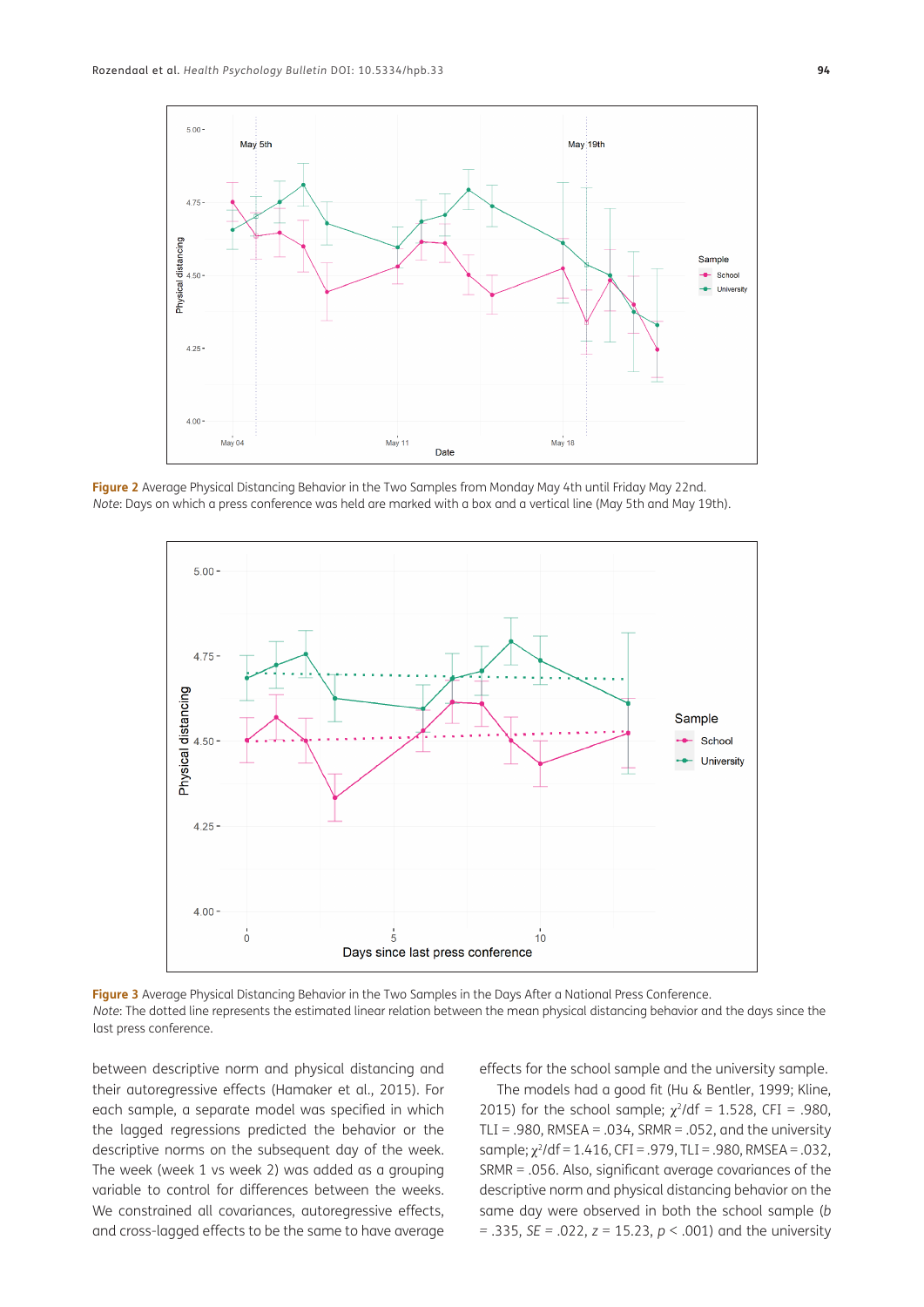**Figure 2** Average Physical Distancing Behavior in the Two Samples from Monday May 4th until Friday May 22nd.
*Note*: Days on which a press conference was held are marked with a box and a vertical line (May 5th and May 19th).

**Figure 3** Average Physical Distancing Behavior in the Two Samples in the Days After a National Press Conference.
*Note*: The dotted line represents the estimated linear relation between the mean physical distancing behavior and the days since the last press conference.

between descriptive norm and physical distancing and their autoregressive effects (Hamaker et al., 2015). For each sample, a separate model was specified in which the lagged regressions predicted the behavior or the descriptive norms on the subsequent day of the week. The week (week 1 vs week 2) was added as a grouping variable to control for differences between the weeks. We constrained all covariances, autoregressive effects, and cross-lagged effects to be the same to have average effects for the school sample and the university sample.

The models had a good fit (Hu & Bentler, 1999; Kline, 2015) for the school sample; $\chi^2$/df = 1.528, CFI = .980, TLI = .980, RMSEA = .034, SRMR = .052, and the university sample; $\chi^2$/df = 1.416, CFI = .979, TLI = .980, RMSEA = .032, SRMR = .056. Also, significant average covariances of the descriptive norm and physical distancing behavior on the same day were observed in both the school sample (*b* = .335, *SE* = .022, *z* = 15.23, *p* < .001) and the university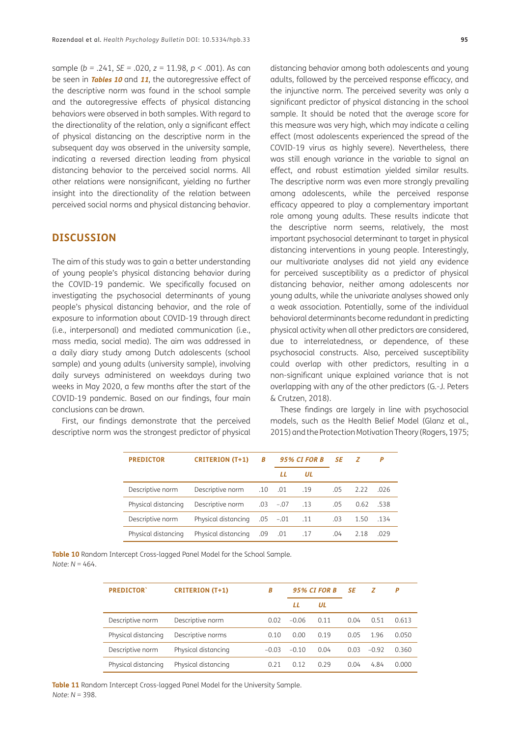sample ($b$ = .241, $SE$ = .020, $z$ = 11.98, $p$ < .001). As can be seen in ***Tables 10*** and ***11***, the autoregressive effect of the descriptive norm was found in the school sample and the autoregressive effects of physical distancing behaviors were observed in both samples. With regard to the directionality of the relation, only a significant effect of physical distancing on the descriptive norm in the subsequent day was observed in the university sample, indicating a reversed direction leading from physical distancing behavior to the perceived social norms. All other relations were nonsignificant, yielding no further insight into the directionality of the relation between perceived social norms and physical distancing behavior.

## DISCUSSION

The aim of this study was to gain a better understanding of young people's physical distancing behavior during the COVID-19 pandemic. We specifically focused on investigating the psychosocial determinants of young people's physical distancing behavior, and the role of exposure to information about COVID-19 through direct (i.e., interpersonal) and mediated communication (i.e., mass media, social media). The aim was addressed in a daily diary study among Dutch adolescents (school sample) and young adults (university sample), involving daily surveys administered on weekdays during two weeks in May 2020, a few months after the start of the COVID-19 pandemic. Based on our findings, four main conclusions can be drawn.

First, our findings demonstrate that the perceived descriptive norm was the strongest predictor of physical distancing behavior among both adolescents and young adults, followed by the perceived response efficacy, and the injunctive norm. The perceived severity was only a significant predictor of physical distancing in the school sample. It should be noted that the average score for this measure was very high, which may indicate a ceiling effect (most adolescents experienced the spread of the COVID-19 virus as highly severe). Nevertheless, there was still enough variance in the variable to signal an effect, and robust estimation yielded similar results. The descriptive norm was even more strongly prevailing among adolescents, while the perceived response efficacy appeared to play a complementary important role among young adults. These results indicate that the descriptive norm seems, relatively, the most important psychosocial determinant to target in physical distancing interventions in young people. Interestingly, our multivariate analyses did not yield any evidence for perceived susceptibility as a predictor of physical distancing behavior, neither among adolescents nor young adults, while the univariate analyses showed only a weak association. Potentially, some of the individual behavioral determinants become redundant in predicting physical activity when all other predictors are considered, due to interrelatedness, or dependence, of these psychosocial constructs. Also, perceived susceptibility could overlap with other predictors, resulting in a non-significant unique explained variance that is not overlapping with any of the other predictors (G.-J. Peters & Crutzen, 2018).

These findings are largely in line with psychosocial models, such as the Health Belief Model (Glanz et al., 2015) and the Protection Motivation Theory (Rogers, 1975;

| PREDICTOR | CRITERION (T+1) | B | 95% CI FOR B | | SE | Z | P |
|---|---|---|---|---|---|---|---|
| | | | LL | UL | | | |
| Descriptive norm | Descriptive norm | .10 | .01 | .19 | .05 | 2.22 | .026 |
| Physical distancing | Descriptive norm | .03 | −.07 | .13 | .05 | 0.62 | .538 |
| Descriptive norm | Physical distancing | .05 | −.01 | .11 | .03 | 1.50 | .134 |
| Physical distancing | Physical distancing | .09 | .01 | .17 | .04 | 2.18 | .029 |

**Table 10** Random Intercept Cross-lagged Panel Model for the School Sample.
*Note*: $N$ = 464.

| PREDICTOR` | CRITERION (T+1) | B | 95% CI FOR B | | SE | Z | P |
|---|---|---|---|---|---|---|---|
| | | | LL | UL | | | |
| Descriptive norm | Descriptive norm | 0.02 | −0.06 | 0.11 | 0.04 | 0.51 | 0.613 |
| Physical distancing | Descriptive norms | 0.10 | 0.00 | 0.19 | 0.05 | 1.96 | 0.050 |
| Descriptive norm | Physical distancing | −0.03 | −0.10 | 0.04 | 0.03 | −0.92 | 0.360 |
| Physical distancing | Physical distancing | 0.21 | 0.12 | 0.29 | 0.04 | 4.84 | 0.000 |

**Table 11** Random Intercept Cross-lagged Panel Model for the University Sample.
*Note*: $N$ = 398.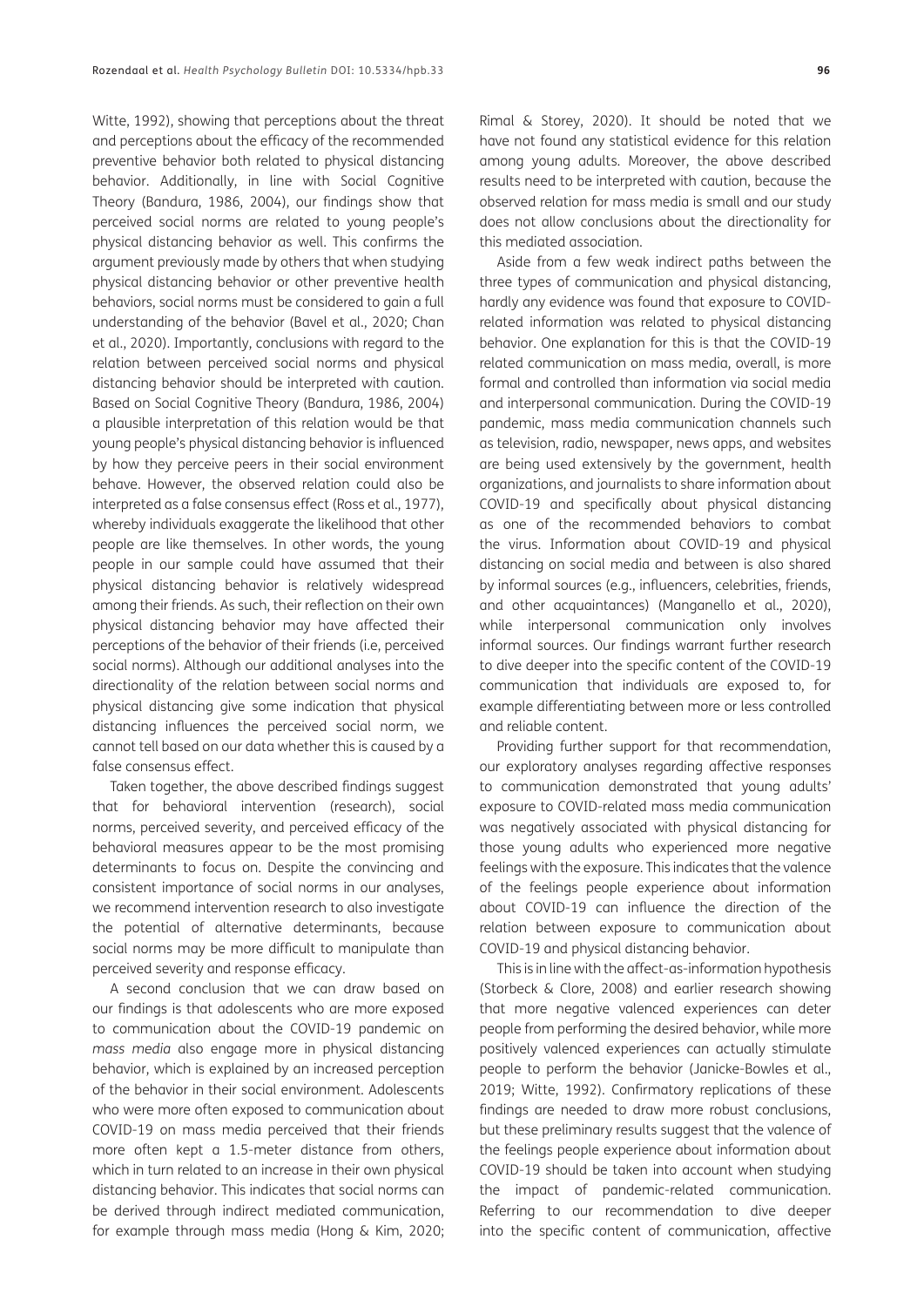Witte, 1992), showing that perceptions about the threat and perceptions about the efficacy of the recommended preventive behavior both related to physical distancing behavior. Additionally, in line with Social Cognitive Theory (Bandura, 1986, 2004), our findings show that perceived social norms are related to young people's physical distancing behavior as well. This confirms the argument previously made by others that when studying physical distancing behavior or other preventive health behaviors, social norms must be considered to gain a full understanding of the behavior (Bavel et al., 2020; Chan et al., 2020). Importantly, conclusions with regard to the relation between perceived social norms and physical distancing behavior should be interpreted with caution. Based on Social Cognitive Theory (Bandura, 1986, 2004) a plausible interpretation of this relation would be that young people's physical distancing behavior is influenced by how they perceive peers in their social environment behave. However, the observed relation could also be interpreted as a false consensus effect (Ross et al., 1977), whereby individuals exaggerate the likelihood that other people are like themselves. In other words, the young people in our sample could have assumed that their physical distancing behavior is relatively widespread among their friends. As such, their reflection on their own physical distancing behavior may have affected their perceptions of the behavior of their friends (i.e, perceived social norms). Although our additional analyses into the directionality of the relation between social norms and physical distancing give some indication that physical distancing influences the perceived social norm, we cannot tell based on our data whether this is caused by a false consensus effect.

Taken together, the above described findings suggest that for behavioral intervention (research), social norms, perceived severity, and perceived efficacy of the behavioral measures appear to be the most promising determinants to focus on. Despite the convincing and consistent importance of social norms in our analyses, we recommend intervention research to also investigate the potential of alternative determinants, because social norms may be more difficult to manipulate than perceived severity and response efficacy.

A second conclusion that we can draw based on our findings is that adolescents who are more exposed to communication about the COVID-19 pandemic on *mass media* also engage more in physical distancing behavior, which is explained by an increased perception of the behavior in their social environment. Adolescents who were more often exposed to communication about COVID-19 on mass media perceived that their friends more often kept a 1.5-meter distance from others, which in turn related to an increase in their own physical distancing behavior. This indicates that social norms can be derived through indirect mediated communication, for example through mass media (Hong & Kim, 2020; Rimal & Storey, 2020). It should be noted that we have not found any statistical evidence for this relation among young adults. Moreover, the above described results need to be interpreted with caution, because the observed relation for mass media is small and our study does not allow conclusions about the directionality for this mediated association.

Aside from a few weak indirect paths between the three types of communication and physical distancing, hardly any evidence was found that exposure to COVID-related information was related to physical distancing behavior. One explanation for this is that the COVID-19 related communication on mass media, overall, is more formal and controlled than information via social media and interpersonal communication. During the COVID-19 pandemic, mass media communication channels such as television, radio, newspaper, news apps, and websites are being used extensively by the government, health organizations, and journalists to share information about COVID-19 and specifically about physical distancing as one of the recommended behaviors to combat the virus. Information about COVID-19 and physical distancing on social media and between is also shared by informal sources (e.g., influencers, celebrities, friends, and other acquaintances) (Manganello et al., 2020), while interpersonal communication only involves informal sources. Our findings warrant further research to dive deeper into the specific content of the COVID-19 communication that individuals are exposed to, for example differentiating between more or less controlled and reliable content.

Providing further support for that recommendation, our exploratory analyses regarding affective responses to communication demonstrated that young adults' exposure to COVID-related mass media communication was negatively associated with physical distancing for those young adults who experienced more negative feelings with the exposure. This indicates that the valence of the feelings people experience about information about COVID-19 can influence the direction of the relation between exposure to communication about COVID-19 and physical distancing behavior.

This is in line with the affect-as-information hypothesis (Storbeck & Clore, 2008) and earlier research showing that more negative valenced experiences can deter people from performing the desired behavior, while more positively valenced experiences can actually stimulate people to perform the behavior (Janicke-Bowles et al., 2019; Witte, 1992). Confirmatory replications of these findings are needed to draw more robust conclusions, but these preliminary results suggest that the valence of the feelings people experience about information about COVID-19 should be taken into account when studying the impact of pandemic-related communication. Referring to our recommendation to dive deeper into the specific content of communication, affective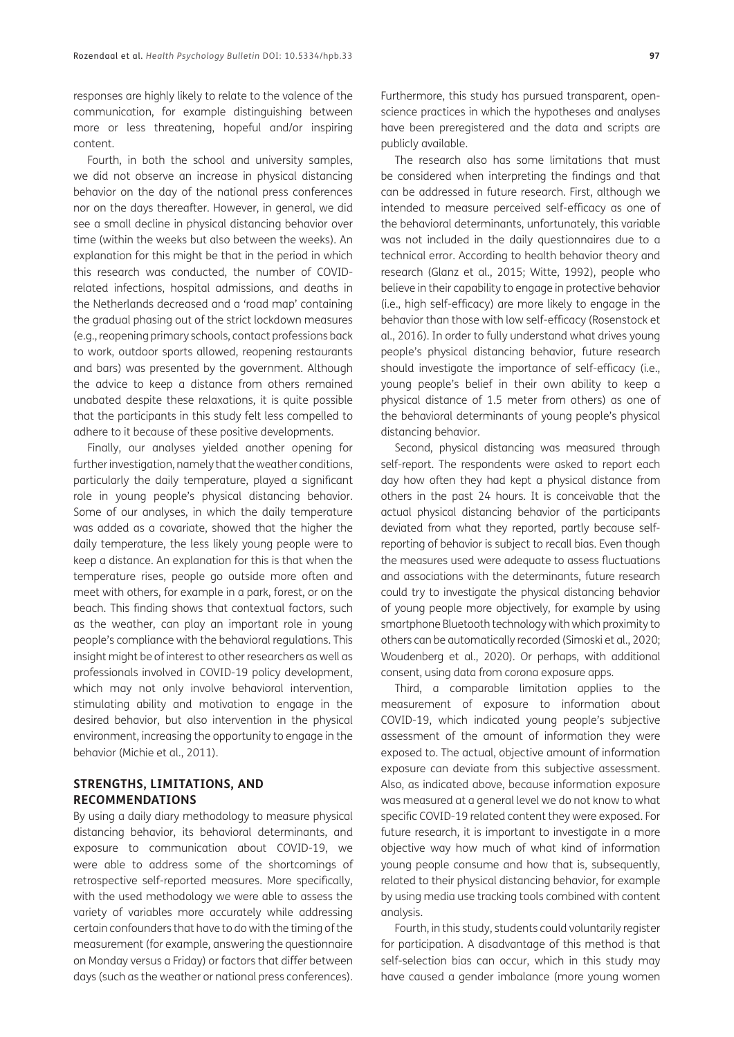responses are highly likely to relate to the valence of the communication, for example distinguishing between more or less threatening, hopeful and/or inspiring content.

Fourth, in both the school and university samples, we did not observe an increase in physical distancing behavior on the day of the national press conferences nor on the days thereafter. However, in general, we did see a small decline in physical distancing behavior over time (within the weeks but also between the weeks). An explanation for this might be that in the period in which this research was conducted, the number of COVID-related infections, hospital admissions, and deaths in the Netherlands decreased and a 'road map' containing the gradual phasing out of the strict lockdown measures (e.g., reopening primary schools, contact professions back to work, outdoor sports allowed, reopening restaurants and bars) was presented by the government. Although the advice to keep a distance from others remained unabated despite these relaxations, it is quite possible that the participants in this study felt less compelled to adhere to it because of these positive developments.

Finally, our analyses yielded another opening for further investigation, namely that the weather conditions, particularly the daily temperature, played a significant role in young people's physical distancing behavior. Some of our analyses, in which the daily temperature was added as a covariate, showed that the higher the daily temperature, the less likely young people were to keep a distance. An explanation for this is that when the temperature rises, people go outside more often and meet with others, for example in a park, forest, or on the beach. This finding shows that contextual factors, such as the weather, can play an important role in young people's compliance with the behavioral regulations. This insight might be of interest to other researchers as well as professionals involved in COVID-19 policy development, which may not only involve behavioral intervention, stimulating ability and motivation to engage in the desired behavior, but also intervention in the physical environment, increasing the opportunity to engage in the behavior (Michie et al., 2011).

## STRENGTHS, LIMITATIONS, AND RECOMMENDATIONS

By using a daily diary methodology to measure physical distancing behavior, its behavioral determinants, and exposure to communication about COVID-19, we were able to address some of the shortcomings of retrospective self-reported measures. More specifically, with the used methodology we were able to assess the variety of variables more accurately while addressing certain confounders that have to do with the timing of the measurement (for example, answering the questionnaire on Monday versus a Friday) or factors that differ between days (such as the weather or national press conferences). Furthermore, this study has pursued transparent, open-science practices in which the hypotheses and analyses have been preregistered and the data and scripts are publicly available.

The research also has some limitations that must be considered when interpreting the findings and that can be addressed in future research. First, although we intended to measure perceived self-efficacy as one of the behavioral determinants, unfortunately, this variable was not included in the daily questionnaires due to a technical error. According to health behavior theory and research (Glanz et al., 2015; Witte, 1992), people who believe in their capability to engage in protective behavior (i.e., high self-efficacy) are more likely to engage in the behavior than those with low self-efficacy (Rosenstock et al., 2016). In order to fully understand what drives young people's physical distancing behavior, future research should investigate the importance of self-efficacy (i.e., young people's belief in their own ability to keep a physical distance of 1.5 meter from others) as one of the behavioral determinants of young people's physical distancing behavior.

Second, physical distancing was measured through self-report. The respondents were asked to report each day how often they had kept a physical distance from others in the past 24 hours. It is conceivable that the actual physical distancing behavior of the participants deviated from what they reported, partly because self-reporting of behavior is subject to recall bias. Even though the measures used were adequate to assess fluctuations and associations with the determinants, future research could try to investigate the physical distancing behavior of young people more objectively, for example by using smartphone Bluetooth technology with which proximity to others can be automatically recorded (Simoski et al., 2020; Woudenberg et al., 2020). Or perhaps, with additional consent, using data from corona exposure apps.

Third, a comparable limitation applies to the measurement of exposure to information about COVID-19, which indicated young people's subjective assessment of the amount of information they were exposed to. The actual, objective amount of information exposure can deviate from this subjective assessment. Also, as indicated above, because information exposure was measured at a general level we do not know to what specific COVID-19 related content they were exposed. For future research, it is important to investigate in a more objective way how much of what kind of information young people consume and how that is, subsequently, related to their physical distancing behavior, for example by using media use tracking tools combined with content analysis.

Fourth, in this study, students could voluntarily register for participation. A disadvantage of this method is that self-selection bias can occur, which in this study may have caused a gender imbalance (more young women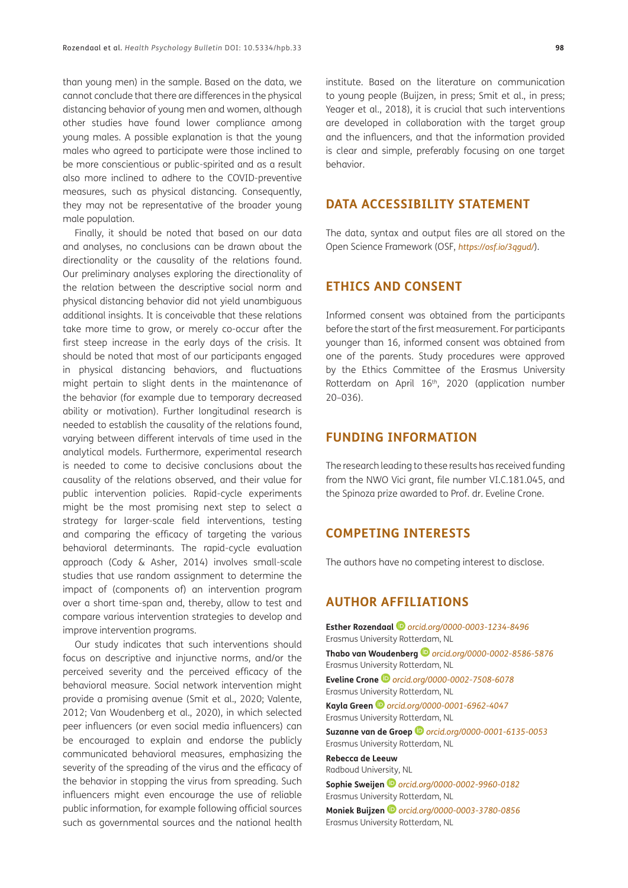than young men) in the sample. Based on the data, we cannot conclude that there are differences in the physical distancing behavior of young men and women, although other studies have found lower compliance among young males. A possible explanation is that the young males who agreed to participate were those inclined to be more conscientious or public-spirited and as a result also more inclined to adhere to the COVID-preventive measures, such as physical distancing. Consequently, they may not be representative of the broader young male population.

Finally, it should be noted that based on our data and analyses, no conclusions can be drawn about the directionality or the causality of the relations found. Our preliminary analyses exploring the directionality of the relation between the descriptive social norm and physical distancing behavior did not yield unambiguous additional insights. It is conceivable that these relations take more time to grow, or merely co-occur after the first steep increase in the early days of the crisis. It should be noted that most of our participants engaged in physical distancing behaviors, and fluctuations might pertain to slight dents in the maintenance of the behavior (for example due to temporary decreased ability or motivation). Further longitudinal research is needed to establish the causality of the relations found, varying between different intervals of time used in the analytical models. Furthermore, experimental research is needed to come to decisive conclusions about the causality of the relations observed, and their value for public intervention policies. Rapid-cycle experiments might be the most promising next step to select a strategy for larger-scale field interventions, testing and comparing the efficacy of targeting the various behavioral determinants. The rapid-cycle evaluation approach (Cody & Asher, 2014) involves small-scale studies that use random assignment to determine the impact of (components of) an intervention program over a short time-span and, thereby, allow to test and compare various intervention strategies to develop and improve intervention programs.

Our study indicates that such interventions should focus on descriptive and injunctive norms, and/or the perceived severity and the perceived efficacy of the behavioral measure. Social network intervention might provide a promising avenue (Smit et al., 2020; Valente, 2012; Van Woudenberg et al., 2020), in which selected peer influencers (or even social media influencers) can be encouraged to explain and endorse the publicly communicated behavioral measures, emphasizing the severity of the spreading of the virus and the efficacy of the behavior in stopping the virus from spreading. Such influencers might even encourage the use of reliable public information, for example following official sources such as governmental sources and the national health institute. Based on the literature on communication to young people (Buijzen, in press; Smit et al., in press; Yeager et al., 2018), it is crucial that such interventions are developed in collaboration with the target group and the influencers, and that the information provided is clear and simple, preferably focusing on one target behavior.

## DATA ACCESSIBILITY STATEMENT

The data, syntax and output files are all stored on the Open Science Framework (OSF, *https://osf.io/3qgud/*).

## ETHICS AND CONSENT

Informed consent was obtained from the participants before the start of the first measurement. For participants younger than 16, informed consent was obtained from one of the parents. Study procedures were approved by the Ethics Committee of the Erasmus University Rotterdam on April 16th, 2020 (application number 20–036).

## FUNDING INFORMATION

The research leading to these results has received funding from the NWO Vici grant, file number VI.C.181.045, and the Spinoza prize awarded to Prof. dr. Eveline Crone.

## COMPETING INTERESTS

The authors have no competing interest to disclose.

## AUTHOR AFFILIATIONS

**Esther Rozendaal** *orcid.org/0000-0003-1234-8496*
Erasmus University Rotterdam, NL

**Thabo van Woudenberg** *orcid.org/0000-0002-8586-5876*
Erasmus University Rotterdam, NL

**Eveline Crone** *orcid.org/0000-0002-7508-6078*
Erasmus University Rotterdam, NL

**Kayla Green** *orcid.org/0000-0001-6962-4047*
Erasmus University Rotterdam, NL

**Suzanne van de Groep** *orcid.org/0000-0001-6135-0053*
Erasmus University Rotterdam, NL

**Rebecca de Leeuw**
Radboud University, NL

**Sophie Sweijen** *orcid.org/0000-0002-9960-0182*
Erasmus University Rotterdam, NL

**Moniek Buijzen** *orcid.org/0000-0003-3780-0856*
Erasmus University Rotterdam, NL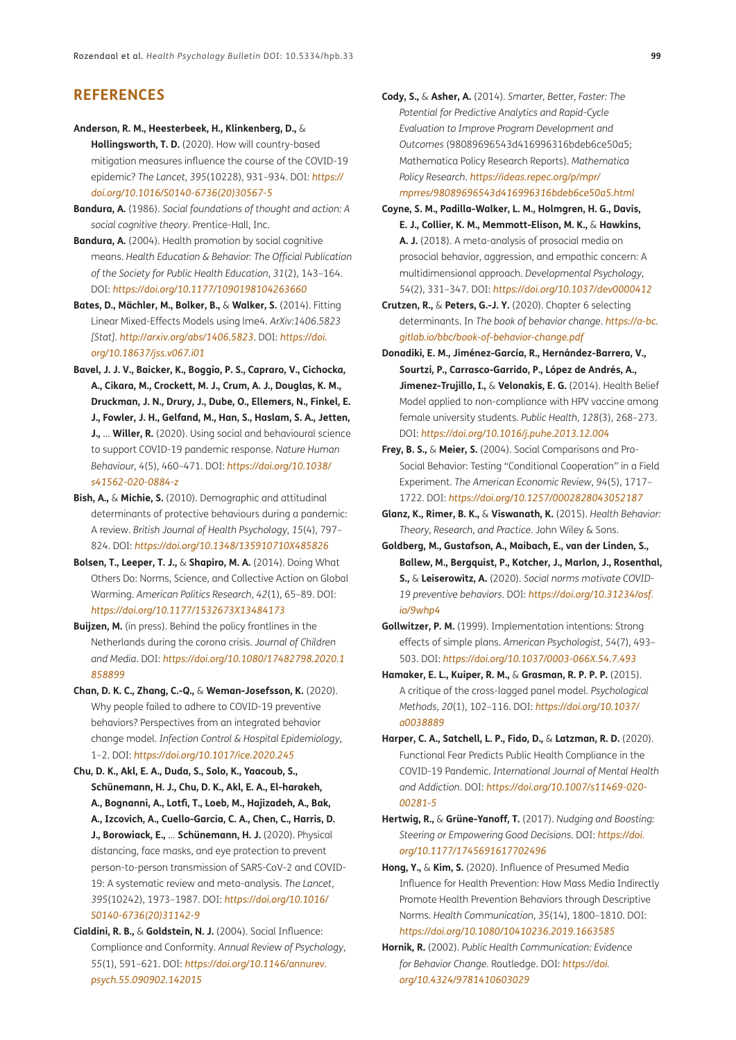## REFERENCES

**Anderson, R. M., Heesterbeek, H., Klinkenberg, D.,** & **Hollingsworth, T. D.** (2020). How will country-based mitigation measures influence the course of the COVID-19 epidemic? *The Lancet*, *395*(10228), 931–934. DOI: *https://doi.org/10.1016/S0140-6736(20)30567-5*

**Bandura, A.** (1986). *Social foundations of thought and action: A social cognitive theory*. Prentice-Hall, Inc.

**Bandura, A.** (2004). Health promotion by social cognitive means. *Health Education & Behavior: The Official Publication of the Society for Public Health Education*, *31*(2), 143–164. DOI: *https://doi.org/10.1177/1090198104263660*

**Bates, D., Mächler, M., Bolker, B.,** & **Walker, S.** (2014). Fitting Linear Mixed-Effects Models using lme4. *ArXiv:1406.5823 [Stat]*. *http://arxiv.org/abs/1406.5823*. DOI: *https://doi.org/10.18637/jss.v067.i01*

**Bavel, J. J. V., Baicker, K., Boggio, P. S., Capraro, V., Cichocka, A., Cikara, M., Crockett, M. J., Crum, A. J., Douglas, K. M., Druckman, J. N., Drury, J., Dube, O., Ellemers, N., Finkel, E. J., Fowler, J. H., Gelfand, M., Han, S., Haslam, S. A., Jetten, J.,** … **Willer, R.** (2020). Using social and behavioural science to support COVID-19 pandemic response. *Nature Human Behaviour*, *4*(5), 460–471. DOI: *https://doi.org/10.1038/s41562-020-0884-z*

**Bish, A.,** & **Michie, S.** (2010). Demographic and attitudinal determinants of protective behaviours during a pandemic: A review. *British Journal of Health Psychology*, *15*(4), 797–824. DOI: *https://doi.org/10.1348/135910710X485826*

**Bolsen, T., Leeper, T. J.,** & **Shapiro, M. A.** (2014). Doing What Others Do: Norms, Science, and Collective Action on Global Warming. *American Politics Research*, *42*(1), 65–89. DOI: *https://doi.org/10.1177/1532673X13484173*

**Buijzen, M.** (in press). Behind the policy frontlines in the Netherlands during the corona crisis. *Journal of Children and Media*. DOI: *https://doi.org/10.1080/17482798.2020.1858899*

**Chan, D. K. C., Zhang, C.-Q.,** & **Weman-Josefsson, K.** (2020). Why people failed to adhere to COVID-19 preventive behaviors? Perspectives from an integrated behavior change model. *Infection Control & Hospital Epidemiology*, 1–2. DOI: *https://doi.org/10.1017/ice.2020.245*

**Chu, D. K., Akl, E. A., Duda, S., Solo, K., Yaacoub, S., Schünemann, H. J., Chu, D. K., Akl, E. A., El-harakeh, A., Bognanni, A., Lotfi, T., Loeb, M., Hajizadeh, A., Bak, A., Izcovich, A., Cuello-Garcia, C. A., Chen, C., Harris, D. J., Borowiack, E.,** … **Schünemann, H. J.** (2020). Physical distancing, face masks, and eye protection to prevent person-to-person transmission of SARS-CoV-2 and COVID-19: A systematic review and meta-analysis. *The Lancet*, *395*(10242), 1973–1987. DOI: *https://doi.org/10.1016/S0140-6736(20)31142-9*

**Cialdini, R. B.,** & **Goldstein, N. J.** (2004). Social Influence: Compliance and Conformity. *Annual Review of Psychology*, *55*(1), 591–621. DOI: *https://doi.org/10.1146/annurev.psych.55.090902.142015*

**Cody, S.,** & **Asher, A.** (2014). *Smarter, Better, Faster: The Potential for Predictive Analytics and Rapid-Cycle Evaluation to Improve Program Development and Outcomes* (98089696543d416996316bdeb6ce50a5; Mathematica Policy Research Reports). *Mathematica Policy Research*. *https://ideas.repec.org/p/mpr/mprres/98089696543d416996316bdeb6ce50a5.html*

**Coyne, S. M., Padilla-Walker, L. M., Holmgren, H. G., Davis, E. J., Collier, K. M., Memmott-Elison, M. K.,** & **Hawkins, A. J.** (2018). A meta-analysis of prosocial media on prosocial behavior, aggression, and empathic concern: A multidimensional approach. *Developmental Psychology*, *54*(2), 331–347. DOI: *https://doi.org/10.1037/dev0000412*

**Crutzen, R.,** & **Peters, G.-J. Y.** (2020). Chapter 6 selecting determinants. In *The book of behavior change*. *https://a-bc.gitlab.io/bbc/book-of-behavior-change.pdf*

**Donadiki, E. M., Jiménez-García, R., Hernández-Barrera, V., Sourtzi, P., Carrasco-Garrido, P., López de Andrés, A., Jimenez-Trujillo, I.,** & **Velonakis, E. G.** (2014). Health Belief Model applied to non-compliance with HPV vaccine among female university students. *Public Health*, *128*(3), 268–273. DOI: *https://doi.org/10.1016/j.puhe.2013.12.004*

**Frey, B. S.,** & **Meier, S.** (2004). Social Comparisons and Pro-Social Behavior: Testing "Conditional Cooperation" in a Field Experiment. *The American Economic Review*, *94*(5), 1717–1722. DOI: *https://doi.org/10.1257/0002828043052187*

**Glanz, K., Rimer, B. K.,** & **Viswanath, K.** (2015). *Health Behavior: Theory, Research, and Practice*. John Wiley & Sons.

**Goldberg, M., Gustafson, A., Maibach, E., van der Linden, S., Ballew, M., Bergquist, P., Kotcher, J., Marlon, J., Rosenthal, S.,** & **Leiserowitz, A.** (2020). *Social norms motivate COVID-19 preventive behaviors*. DOI: *https://doi.org/10.31234/osf.io/9whp4*

**Gollwitzer, P. M.** (1999). Implementation intentions: Strong effects of simple plans. *American Psychologist*, *54*(7), 493–503. DOI: *https://doi.org/10.1037/0003-066X.54.7.493*

**Hamaker, E. L., Kuiper, R. M.,** & **Grasman, R. P. P. P.** (2015). A critique of the cross-lagged panel model. *Psychological Methods*, *20*(1), 102–116. DOI: *https://doi.org/10.1037/a0038889*

**Harper, C. A., Satchell, L. P., Fido, D.,** & **Latzman, R. D.** (2020). Functional Fear Predicts Public Health Compliance in the COVID-19 Pandemic. *International Journal of Mental Health and Addiction*. DOI: *https://doi.org/10.1007/s11469-020-00281-5*

**Hertwig, R.,** & **Grüne-Yanoff, T.** (2017). *Nudging and Boosting: Steering or Empowering Good Decisions*. DOI: *https://doi.org/10.1177/1745691617702496*

**Hong, Y.,** & **Kim, S.** (2020). Influence of Presumed Media Influence for Health Prevention: How Mass Media Indirectly Promote Health Prevention Behaviors through Descriptive Norms. *Health Communication*, *35*(14), 1800–1810. DOI: *https://doi.org/10.1080/10410236.2019.1663585*

**Hornik, R.** (2002). *Public Health Communication: Evidence for Behavior Change*. Routledge. DOI: *https://doi.org/10.4324/9781410603029*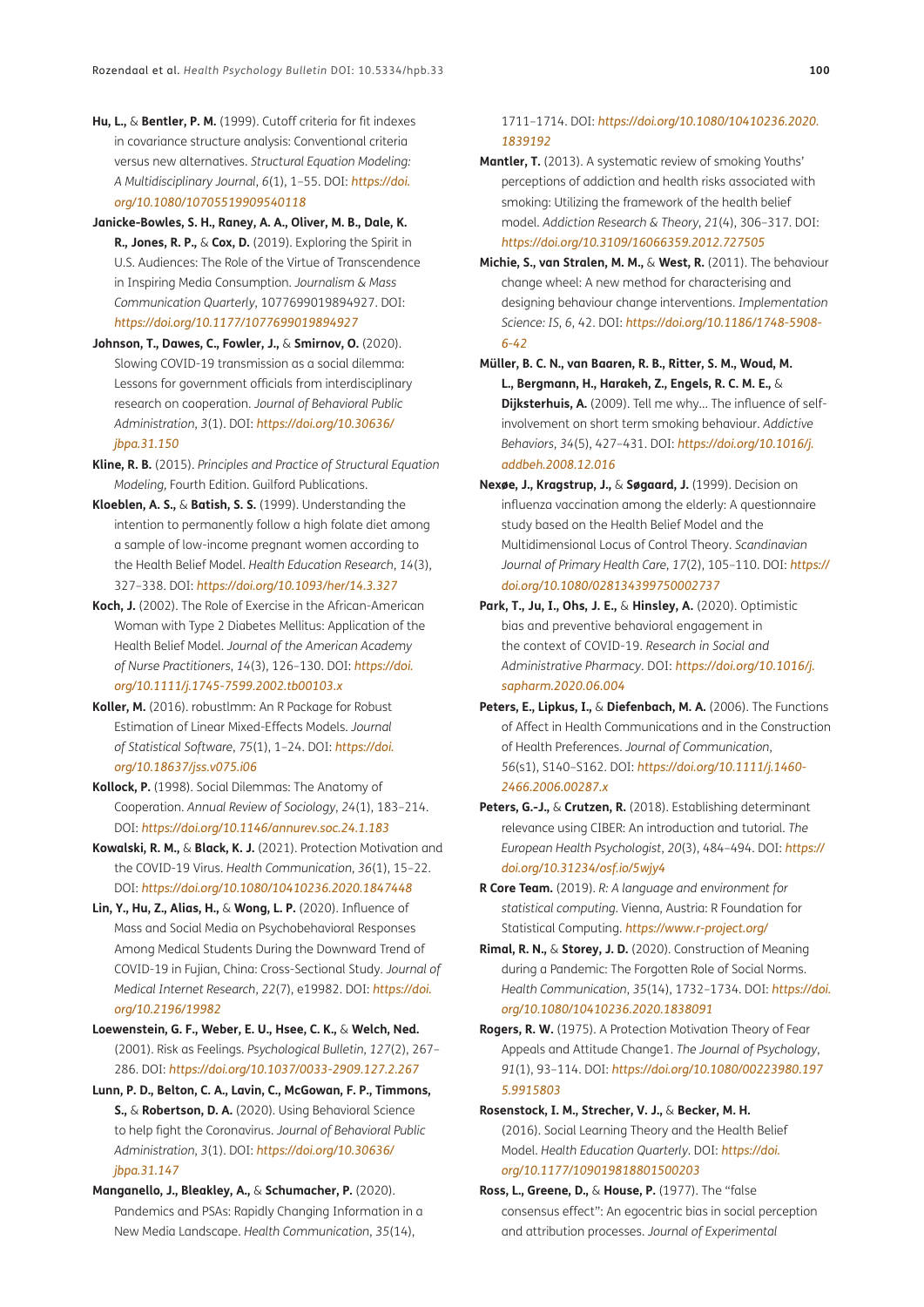**Hu, L.,** & **Bentler, P. M.** (1999). Cutoff criteria for fit indexes in covariance structure analysis: Conventional criteria versus new alternatives. *Structural Equation Modeling: A Multidisciplinary Journal*, *6*(1), 1–55. DOI: *https://doi.org/10.1080/10705519909540118*

**Janicke-Bowles, S. H., Raney, A. A., Oliver, M. B., Dale, K. R., Jones, R. P.,** & **Cox, D.** (2019). Exploring the Spirit in U.S. Audiences: The Role of the Virtue of Transcendence in Inspiring Media Consumption. *Journalism & Mass Communication Quarterly*, 1077699019894927. DOI: *https://doi.org/10.1177/1077699019894927*

**Johnson, T., Dawes, C., Fowler, J.,** & **Smirnov, O.** (2020). Slowing COVID-19 transmission as a social dilemma: Lessons for government officials from interdisciplinary research on cooperation. *Journal of Behavioral Public Administration*, *3*(1). DOI: *https://doi.org/10.30636/jbpa.31.150*

**Kline, R. B.** (2015). *Principles and Practice of Structural Equation Modeling*, Fourth Edition. Guilford Publications.

**Kloeblen, A. S.,** & **Batish, S. S.** (1999). Understanding the intention to permanently follow a high folate diet among a sample of low-income pregnant women according to the Health Belief Model. *Health Education Research*, *14*(3), 327–338. DOI: *https://doi.org/10.1093/her/14.3.327*

**Koch, J.** (2002). The Role of Exercise in the African-American Woman with Type 2 Diabetes Mellitus: Application of the Health Belief Model. *Journal of the American Academy of Nurse Practitioners*, *14*(3), 126–130. DOI: *https://doi.org/10.1111/j.1745-7599.2002.tb00103.x*

**Koller, M.** (2016). robustlmm: An R Package for Robust Estimation of Linear Mixed-Effects Models. *Journal of Statistical Software*, *75*(1), 1–24. DOI: *https://doi.org/10.18637/jss.v075.i06*

**Kollock, P.** (1998). Social Dilemmas: The Anatomy of Cooperation. *Annual Review of Sociology*, *24*(1), 183–214. DOI: *https://doi.org/10.1146/annurev.soc.24.1.183*

**Kowalski, R. M.,** & **Black, K. J.** (2021). Protection Motivation and the COVID-19 Virus. *Health Communication*, *36*(1), 15–22. DOI: *https://doi.org/10.1080/10410236.2020.1847448*

**Lin, Y., Hu, Z., Alias, H.,** & **Wong, L. P.** (2020). Influence of Mass and Social Media on Psychobehavioral Responses Among Medical Students During the Downward Trend of COVID-19 in Fujian, China: Cross-Sectional Study. *Journal of Medical Internet Research*, *22*(7), e19982. DOI: *https://doi.org/10.2196/19982*

**Loewenstein, G. F., Weber, E. U., Hsee, C. K.,** & **Welch, Ned.** (2001). Risk as Feelings. *Psychological Bulletin*, *127*(2), 267–286. DOI: *https://doi.org/10.1037/0033-2909.127.2.267*

**Lunn, P. D., Belton, C. A., Lavin, C., McGowan, F. P., Timmons, S.,** & **Robertson, D. A.** (2020). Using Behavioral Science to help fight the Coronavirus. *Journal of Behavioral Public Administration*, *3*(1). DOI: *https://doi.org/10.30636/jbpa.31.147*

**Manganello, J., Bleakley, A.,** & **Schumacher, P.** (2020). Pandemics and PSAs: Rapidly Changing Information in a New Media Landscape. *Health Communication*, *35*(14), 1711–1714. DOI: *https://doi.org/10.1080/10410236.2020.1839192*

**Mantler, T.** (2013). A systematic review of smoking Youths' perceptions of addiction and health risks associated with smoking: Utilizing the framework of the health belief model. *Addiction Research & Theory*, *21*(4), 306–317. DOI: *https://doi.org/10.3109/16066359.2012.727505*

**Michie, S., van Stralen, M. M.,** & **West, R.** (2011). The behaviour change wheel: A new method for characterising and designing behaviour change interventions. *Implementation Science: IS*, *6*, 42. DOI: *https://doi.org/10.1186/1748-5908-6-42*

**Müller, B. C. N., van Baaren, R. B., Ritter, S. M., Woud, M. L., Bergmann, H., Harakeh, Z., Engels, R. C. M. E.,** & **Dijksterhuis, A.** (2009). Tell me why… The influence of self-involvement on short term smoking behaviour. *Addictive Behaviors*, *34*(5), 427–431. DOI: *https://doi.org/10.1016/j.addbeh.2008.12.016*

**Nexøe, J., Kragstrup, J.,** & **Søgaard, J.** (1999). Decision on influenza vaccination among the elderly: A questionnaire study based on the Health Belief Model and the Multidimensional Locus of Control Theory. *Scandinavian Journal of Primary Health Care*, *17*(2), 105–110. DOI: *https://doi.org/10.1080/028134399750002737*

**Park, T., Ju, I., Ohs, J. E.,** & **Hinsley, A.** (2020). Optimistic bias and preventive behavioral engagement in the context of COVID-19. *Research in Social and Administrative Pharmacy*. DOI: *https://doi.org/10.1016/j.sapharm.2020.06.004*

**Peters, E., Lipkus, I.,** & **Diefenbach, M. A.** (2006). The Functions of Affect in Health Communications and in the Construction of Health Preferences. *Journal of Communication*, *56*(s1), S140–S162. DOI: *https://doi.org/10.1111/j.1460-2466.2006.00287.x*

**Peters, G.-J.,** & **Crutzen, R.** (2018). Establishing determinant relevance using CIBER: An introduction and tutorial. *The European Health Psychologist*, *20*(3), 484–494. DOI: *https://doi.org/10.31234/osf.io/5wjy4*

**R Core Team.** (2019). *R: A language and environment for statistical computing*. Vienna, Austria: R Foundation for Statistical Computing. *https://www.r-project.org/*

**Rimal, R. N.,** & **Storey, J. D.** (2020). Construction of Meaning during a Pandemic: The Forgotten Role of Social Norms. *Health Communication*, *35*(14), 1732–1734. DOI: *https://doi.org/10.1080/10410236.2020.1838091*

**Rogers, R. W.** (1975). A Protection Motivation Theory of Fear Appeals and Attitude Change1. *The Journal of Psychology*, *91*(1), 93–114. DOI: *https://doi.org/10.1080/00223980.1975.9915803*

**Rosenstock, I. M., Strecher, V. J.,** & **Becker, M. H.** (2016). Social Learning Theory and the Health Belief Model. *Health Education Quarterly*. DOI: *https://doi.org/10.1177/109019818801500203*

**Ross, L., Greene, D.,** & **House, P.** (1977). The "false consensus effect": An egocentric bias in social perception and attribution processes. *Journal of Experimental*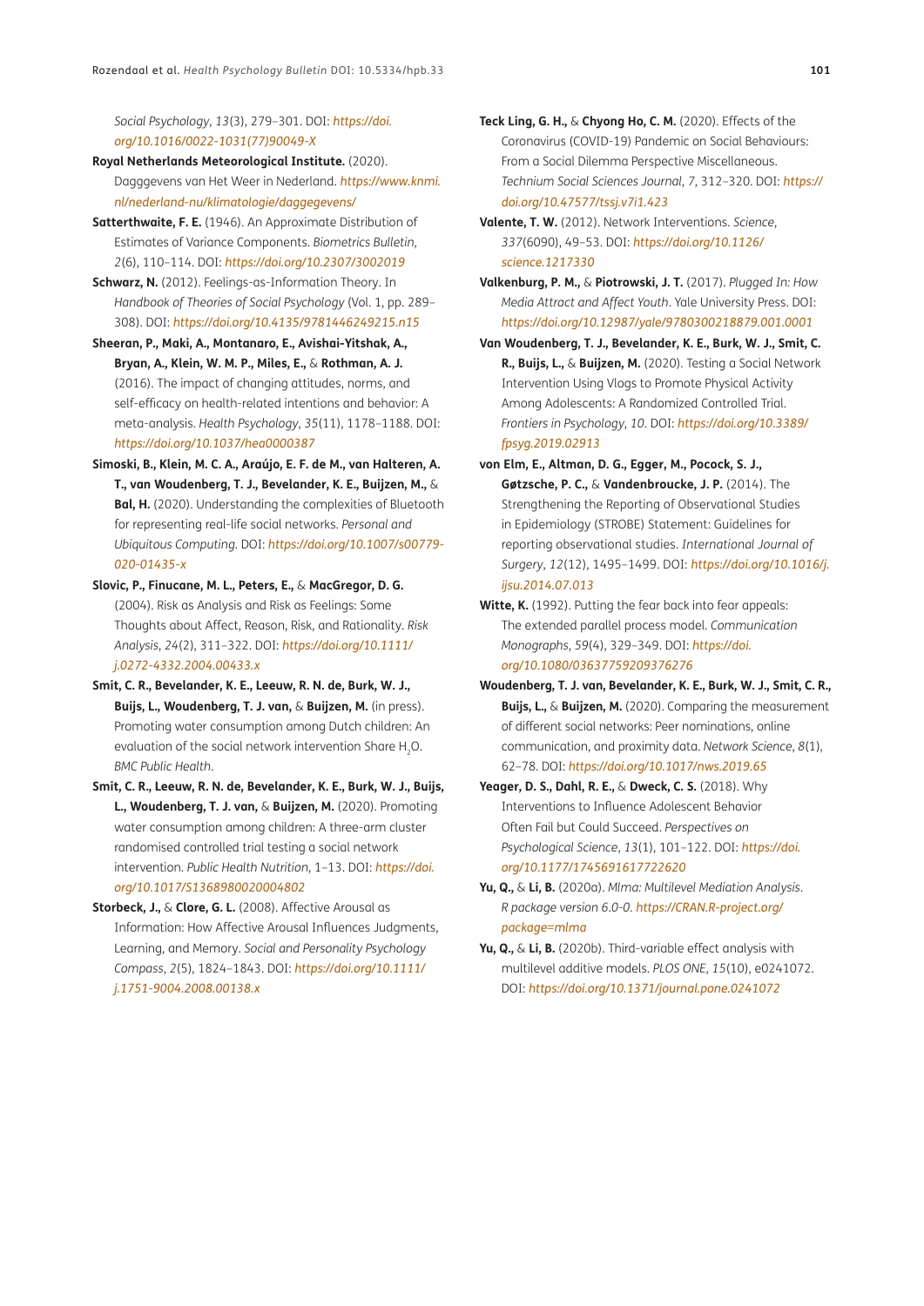*Social Psychology*, *13*(3), 279–301. DOI: *https://doi.org/10.1016/0022-1031(77)90049-X*

**Royal Netherlands Meteorological Institute.** (2020). Dagggevens van Het Weer in Nederland. *https://www.knmi.nl/nederland-nu/klimatologie/daggegevens/*

**Satterthwaite, F. E.** (1946). An Approximate Distribution of Estimates of Variance Components. *Biometrics Bulletin*, *2*(6), 110–114. DOI: *https://doi.org/10.2307/3002019*

**Schwarz, N.** (2012). Feelings-as-Information Theory. In *Handbook of Theories of Social Psychology* (Vol. 1, pp. 289–308). DOI: *https://doi.org/10.4135/9781446249215.n15*

**Sheeran, P., Maki, A., Montanaro, E., Avishai-Yitshak, A., Bryan, A., Klein, W. M. P., Miles, E.,** & **Rothman, A. J.** (2016). The impact of changing attitudes, norms, and self-efficacy on health-related intentions and behavior: A meta-analysis. *Health Psychology*, *35*(11), 1178–1188. DOI: *https://doi.org/10.1037/hea0000387*

**Simoski, B., Klein, M. C. A., Araújo, E. F. de M., van Halteren, A. T., van Woudenberg, T. J., Bevelander, K. E., Buijzen, M.,** & **Bal, H.** (2020). Understanding the complexities of Bluetooth for representing real-life social networks. *Personal and Ubiquitous Computing*. DOI: *https://doi.org/10.1007/s00779-020-01435-x*

**Slovic, P., Finucane, M. L., Peters, E.,** & **MacGregor, D. G.** (2004). Risk as Analysis and Risk as Feelings: Some Thoughts about Affect, Reason, Risk, and Rationality. *Risk Analysis*, *24*(2), 311–322. DOI: *https://doi.org/10.1111/j.0272-4332.2004.00433.x*

**Smit, C. R., Bevelander, K. E., Leeuw, R. N. de, Burk, W. J., Buijs, L., Woudenberg, T. J. van,** & **Buijzen, M.** (in press). Promoting water consumption among Dutch children: An evaluation of the social network intervention Share $H_2O$. *BMC Public Health*.

**Smit, C. R., Leeuw, R. N. de, Bevelander, K. E., Burk, W. J., Buijs, L., Woudenberg, T. J. van,** & **Buijzen, M.** (2020). Promoting water consumption among children: A three-arm cluster randomised controlled trial testing a social network intervention. *Public Health Nutrition*, 1–13. DOI: *https://doi.org/10.1017/S1368980020004802*

**Storbeck, J.,** & **Clore, G. L.** (2008). Affective Arousal as Information: How Affective Arousal Influences Judgments, Learning, and Memory. *Social and Personality Psychology Compass*, *2*(5), 1824–1843. DOI: *https://doi.org/10.1111/j.1751-9004.2008.00138.x*

**Teck Ling, G. H.,** & **Chyong Ho, C. M.** (2020). Effects of the Coronavirus (COVID-19) Pandemic on Social Behaviours: From a Social Dilemma Perspective Miscellaneous. *Technium Social Sciences Journal*, *7*, 312–320. DOI: *https://doi.org/10.47577/tssj.v7i1.423*

**Valente, T. W.** (2012). Network Interventions. *Science*, *337*(6090), 49–53. DOI: *https://doi.org/10.1126/science.1217330*

**Valkenburg, P. M.,** & **Piotrowski, J. T.** (2017). *Plugged In: How Media Attract and Affect Youth*. Yale University Press. DOI: *https://doi.org/10.12987/yale/9780300218879.001.0001*

**Van Woudenberg, T. J., Bevelander, K. E., Burk, W. J., Smit, C. R., Buijs, L.,** & **Buijzen, M.** (2020). Testing a Social Network Intervention Using Vlogs to Promote Physical Activity Among Adolescents: A Randomized Controlled Trial. *Frontiers in Psychology*, *10*. DOI: *https://doi.org/10.3389/fpsyg.2019.02913*

**von Elm, E., Altman, D. G., Egger, M., Pocock, S. J., Gøtzsche, P. C.,** & **Vandenbroucke, J. P.** (2014). The Strengthening the Reporting of Observational Studies in Epidemiology (STROBE) Statement: Guidelines for reporting observational studies. *International Journal of Surgery*, *12*(12), 1495–1499. DOI: *https://doi.org/10.1016/j.ijsu.2014.07.013*

**Witte, K.** (1992). Putting the fear back into fear appeals: The extended parallel process model. *Communication Monographs*, *59*(4), 329–349. DOI: *https://doi.org/10.1080/03637759209376276*

**Woudenberg, T. J. van, Bevelander, K. E., Burk, W. J., Smit, C. R., Buijs, L.,** & **Buijzen, M.** (2020). Comparing the measurement of different social networks: Peer nominations, online communication, and proximity data. *Network Science*, *8*(1), 62–78. DOI: *https://doi.org/10.1017/nws.2019.65*

**Yeager, D. S., Dahl, R. E.,** & **Dweck, C. S.** (2018). Why Interventions to Influence Adolescent Behavior Often Fail but Could Succeed. *Perspectives on Psychological Science*, *13*(1), 101–122. DOI: *https://doi.org/10.1177/1745691617722620*

**Yu, Q.,** & **Li, B.** (2020a). *Mlma: Multilevel Mediation Analysis. R package version 6.0-0*. *https://CRAN.R-project.org/package=mlma*

**Yu, Q.,** & **Li, B.** (2020b). Third-variable effect analysis with multilevel additive models. *PLOS ONE*, *15*(10), e0241072. DOI: *https://doi.org/10.1371/journal.pone.0241072*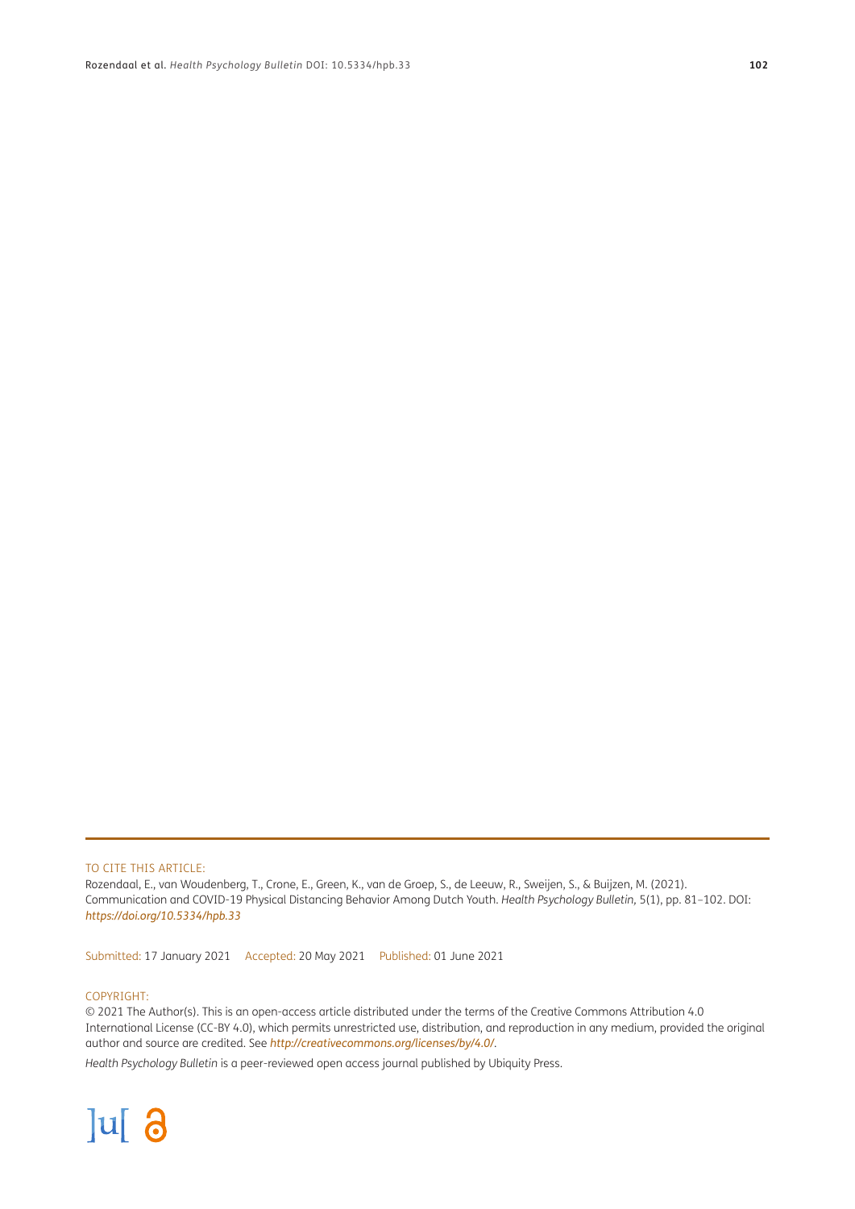TO CITE THIS ARTICLE:

Rozendaal, E., van Woudenberg, T., Crone, E., Green, K., van de Groep, S., de Leeuw, R., Sweijen, S., & Buijzen, M. (2021). Communication and COVID-19 Physical Distancing Behavior Among Dutch Youth. *Health Psychology Bulletin,* 5(1), pp. 81–102. DOI: *https://doi.org/10.5334/hpb.33*

Submitted: 17 January 2021 Accepted: 20 May 2021 Published: 01 June 2021

COPYRIGHT:

© 2021 The Author(s). This is an open-access article distributed under the terms of the Creative Commons Attribution 4.0 International License (CC-BY 4.0), which permits unrestricted use, distribution, and reproduction in any medium, provided the original author and source are credited. See *http://creativecommons.org/licenses/by/4.0/*.

*Health Psychology Bulletin* is a peer-reviewed open access journal published by Ubiquity Press.